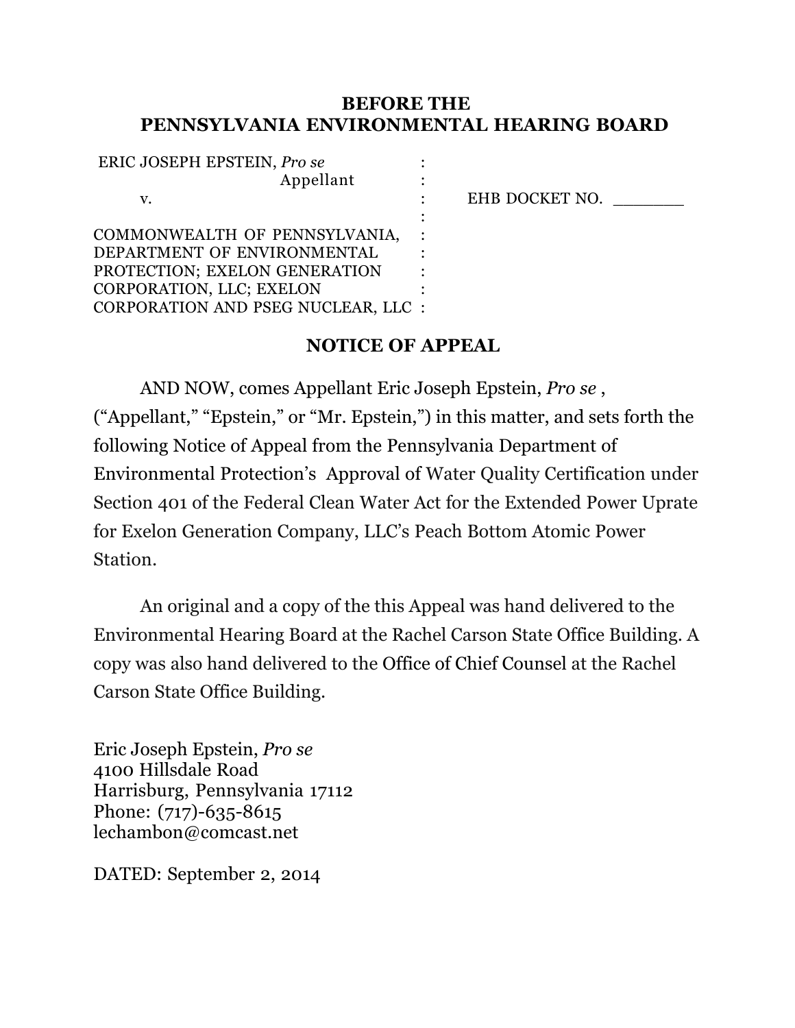**BEFORE THE**
**PENNSYLVANIA ENVIRONMENTAL HEARING BOARD**

| | | |
|---|---|---|
| ERIC JOSEPH EPSTEIN, *Pro se* | : | |
| Appellant | : | |
| v. | : | EHB DOCKET NO. _______ |
| | : | |
| COMMONWEALTH OF PENNSYLVANIA, | : | |
| DEPARTMENT OF ENVIRONMENTAL | : | |
| PROTECTION; EXELON GENERATION | : | |
| CORPORATION, LLC; EXELON | : | |
| CORPORATION AND PSEG NUCLEAR, LLC | : | |

**NOTICE OF APPEAL**

AND NOW, comes Appellant Eric Joseph Epstein, *Pro se* , ("Appellant," "Epstein," or "Mr. Epstein,") in this matter, and sets forth the following Notice of Appeal from the Pennsylvania Department of Environmental Protection's Approval of Water Quality Certification under Section 401 of the Federal Clean Water Act for the Extended Power Uprate for Exelon Generation Company, LLC's Peach Bottom Atomic Power Station.

An original and a copy of the this Appeal was hand delivered to the Environmental Hearing Board at the Rachel Carson State Office Building. A copy was also hand delivered to the Office of Chief Counsel at the Rachel Carson State Office Building.

Eric Joseph Epstein, *Pro se*
4100 Hillsdale Road
Harrisburg, Pennsylvania 17112
Phone: (717)-635-8615
lechambon@comcast.net

DATED: September 2, 2014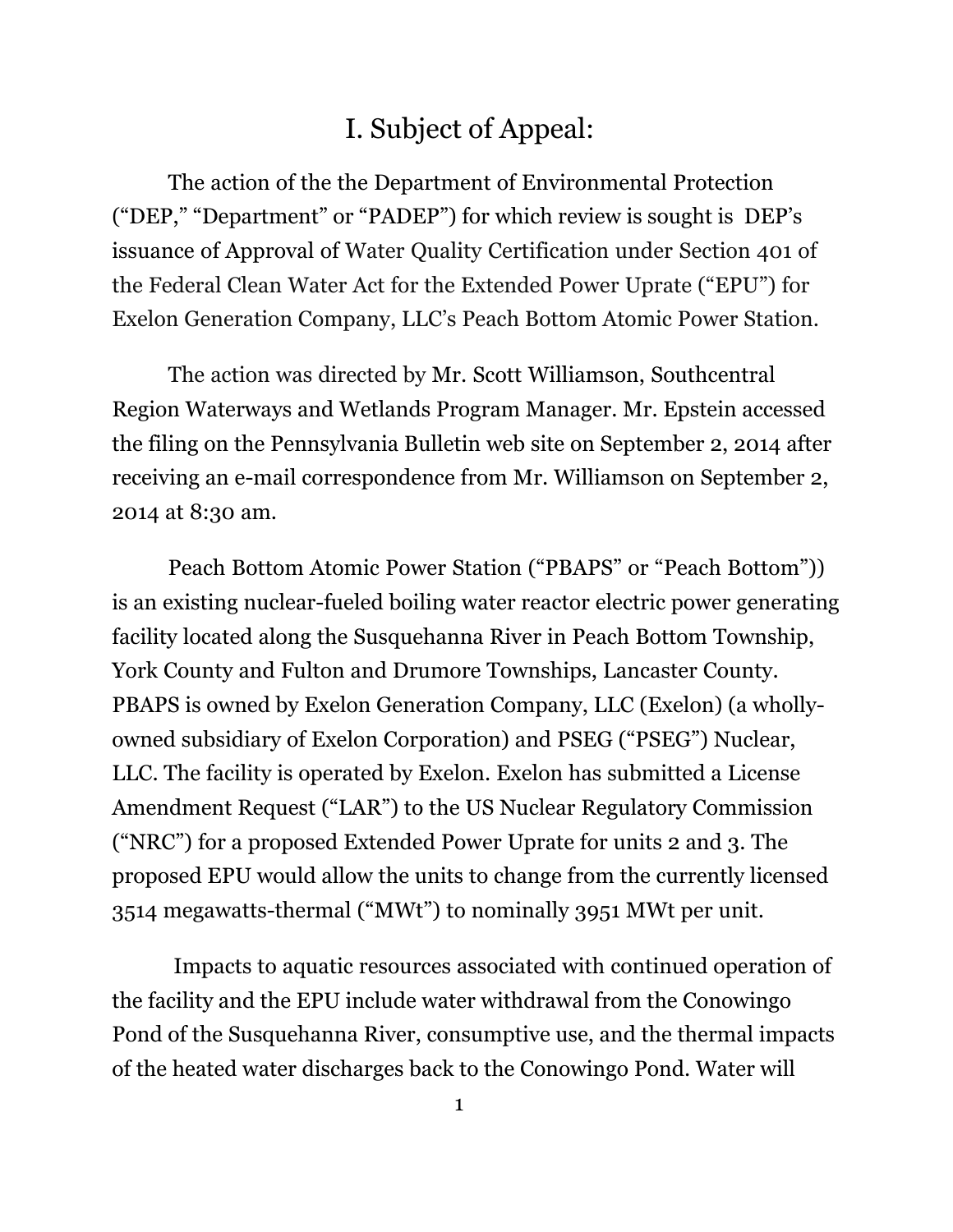# I. Subject of Appeal:

The action of the the Department of Environmental Protection ("DEP," "Department" or "PADEP") for which review is sought is DEP's issuance of Approval of Water Quality Certification under Section 401 of the Federal Clean Water Act for the Extended Power Uprate ("EPU") for Exelon Generation Company, LLC's Peach Bottom Atomic Power Station.

The action was directed by Mr. Scott Williamson, Southcentral Region Waterways and Wetlands Program Manager. Mr. Epstein accessed the filing on the Pennsylvania Bulletin web site on September 2, 2014 after receiving an e-mail correspondence from Mr. Williamson on September 2, 2014 at 8:30 am.

Peach Bottom Atomic Power Station ("PBAPS" or "Peach Bottom")) is an existing nuclear-fueled boiling water reactor electric power generating facility located along the Susquehanna River in Peach Bottom Township, York County and Fulton and Drumore Townships, Lancaster County. PBAPS is owned by Exelon Generation Company, LLC (Exelon) (a wholly-owned subsidiary of Exelon Corporation) and PSEG ("PSEG") Nuclear, LLC. The facility is operated by Exelon. Exelon has submitted a License Amendment Request ("LAR") to the US Nuclear Regulatory Commission ("NRC") for a proposed Extended Power Uprate for units 2 and 3. The proposed EPU would allow the units to change from the currently licensed 3514 megawatts-thermal ("MWt") to nominally 3951 MWt per unit.

Impacts to aquatic resources associated with continued operation of the facility and the EPU include water withdrawal from the Conowingo Pond of the Susquehanna River, consumptive use, and the thermal impacts of the heated water discharges back to the Conowingo Pond. Water will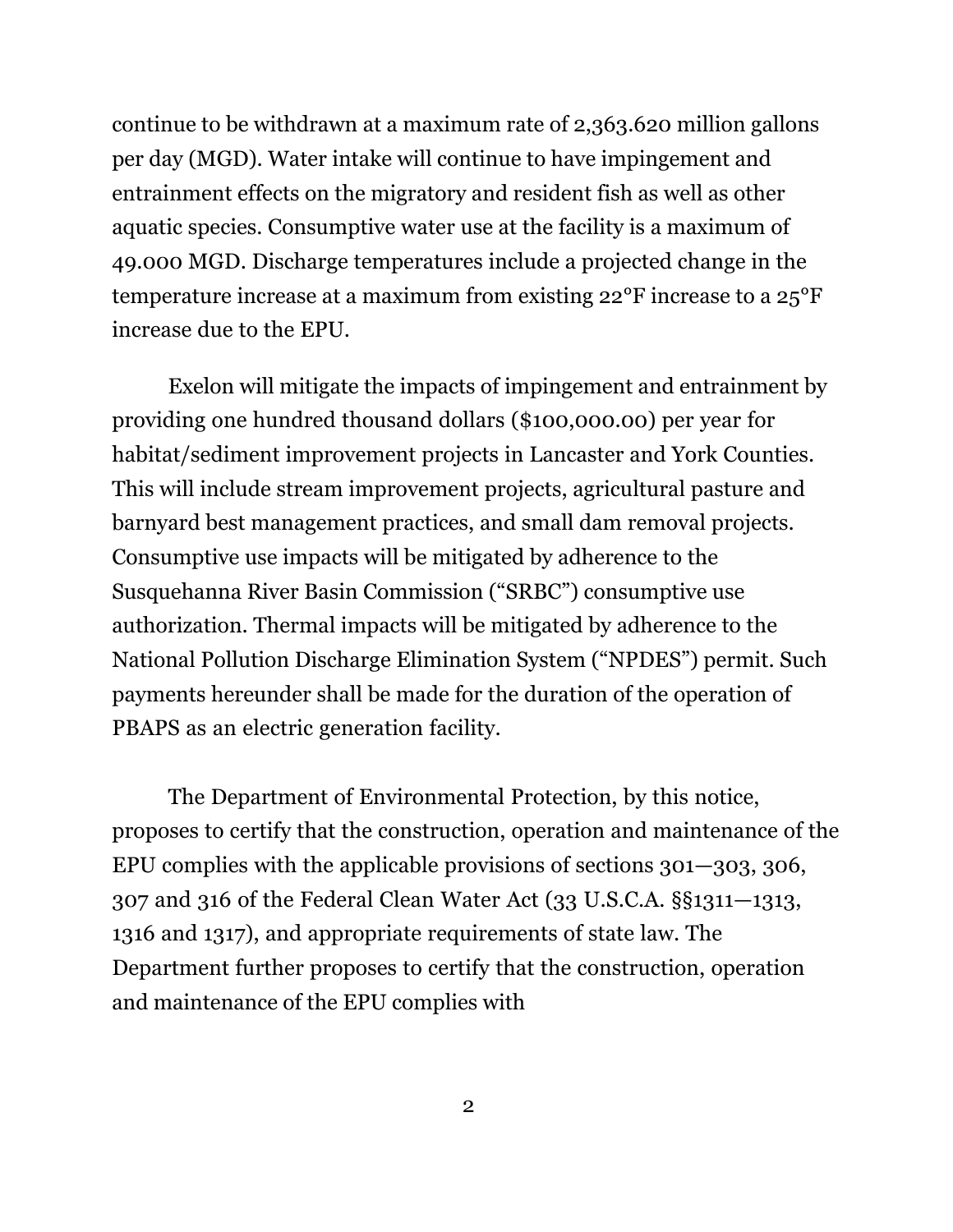continue to be withdrawn at a maximum rate of 2,363.620 million gallons per day (MGD). Water intake will continue to have impingement and entrainment effects on the migratory and resident fish as well as other aquatic species. Consumptive water use at the facility is a maximum of 49.000 MGD. Discharge temperatures include a projected change in the temperature increase at a maximum from existing 22°F increase to a 25°F increase due to the EPU.

Exelon will mitigate the impacts of impingement and entrainment by providing one hundred thousand dollars ($100,000.00) per year for habitat/sediment improvement projects in Lancaster and York Counties. This will include stream improvement projects, agricultural pasture and barnyard best management practices, and small dam removal projects. Consumptive use impacts will be mitigated by adherence to the Susquehanna River Basin Commission ("SRBC") consumptive use authorization. Thermal impacts will be mitigated by adherence to the National Pollution Discharge Elimination System ("NPDES") permit. Such payments hereunder shall be made for the duration of the operation of PBAPS as an electric generation facility.

The Department of Environmental Protection, by this notice, proposes to certify that the construction, operation and maintenance of the EPU complies with the applicable provisions of sections 301—303, 306, 307 and 316 of the Federal Clean Water Act (33 U.S.C.A. §§1311—1313, 1316 and 1317), and appropriate requirements of state law. The Department further proposes to certify that the construction, operation and maintenance of the EPU complies with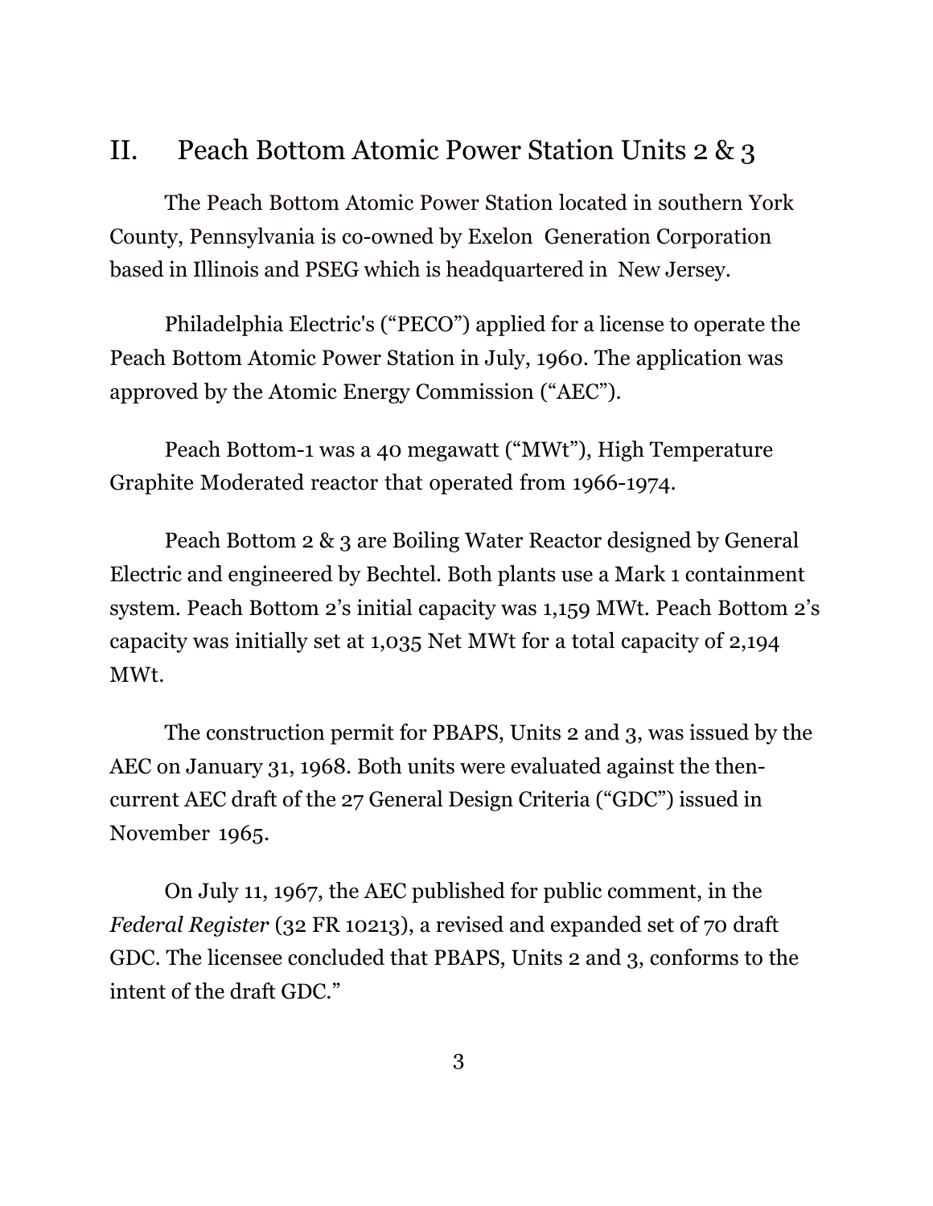## II. Peach Bottom Atomic Power Station Units 2 & 3

The Peach Bottom Atomic Power Station located in southern York County, Pennsylvania is co-owned by Exelon Generation Corporation based in Illinois and PSEG which is headquartered in New Jersey.

Philadelphia Electric's ("PECO") applied for a license to operate the Peach Bottom Atomic Power Station in July, 1960. The application was approved by the Atomic Energy Commission ("AEC").

Peach Bottom-1 was a 40 megawatt ("MWt"), High Temperature Graphite Moderated reactor that operated from 1966-1974.

Peach Bottom 2 & 3 are Boiling Water Reactor designed by General Electric and engineered by Bechtel. Both plants use a Mark 1 containment system. Peach Bottom 2's initial capacity was 1,159 MWt. Peach Bottom 2's capacity was initially set at 1,035 Net MWt for a total capacity of 2,194 MWt.

The construction permit for PBAPS, Units 2 and 3, was issued by the AEC on January 31, 1968. Both units were evaluated against the then-current AEC draft of the 27 General Design Criteria ("GDC") issued in November 1965.

On July 11, 1967, the AEC published for public comment, in the *Federal Register* (32 FR 10213), a revised and expanded set of 70 draft GDC. The licensee concluded that PBAPS, Units 2 and 3, conforms to the intent of the draft GDC."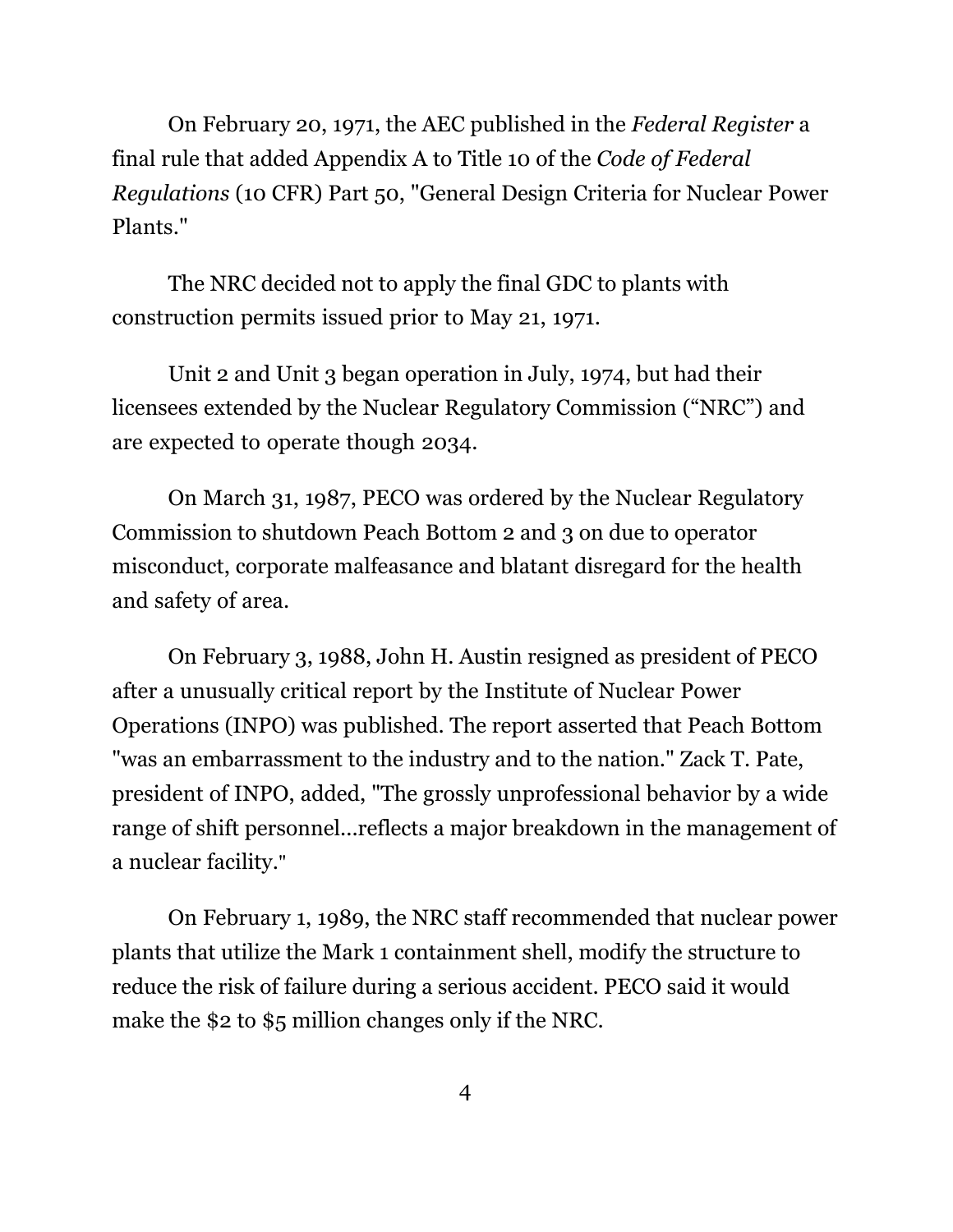On February 20, 1971, the AEC published in the *Federal Register* a final rule that added Appendix A to Title 10 of the *Code of Federal Regulations* (10 CFR) Part 50, "General Design Criteria for Nuclear Power Plants."

The NRC decided not to apply the final GDC to plants with construction permits issued prior to May 21, 1971.

Unit 2 and Unit 3 began operation in July, 1974, but had their licensees extended by the Nuclear Regulatory Commission ("NRC") and are expected to operate though 2034.

On March 31, 1987, PECO was ordered by the Nuclear Regulatory Commission to shutdown Peach Bottom 2 and 3 on due to operator misconduct, corporate malfeasance and blatant disregard for the health and safety of area.

On February 3, 1988, John H. Austin resigned as president of PECO after a unusually critical report by the Institute of Nuclear Power Operations (INPO) was published. The report asserted that Peach Bottom "was an embarrassment to the industry and to the nation." Zack T. Pate, president of INPO, added, "The grossly unprofessional behavior by a wide range of shift personnel...reflects a major breakdown in the management of a nuclear facility."

On February 1, 1989, the NRC staff recommended that nuclear power plants that utilize the Mark 1 containment shell, modify the structure to reduce the risk of failure during a serious accident. PECO said it would make the $2 to $5 million changes only if the NRC.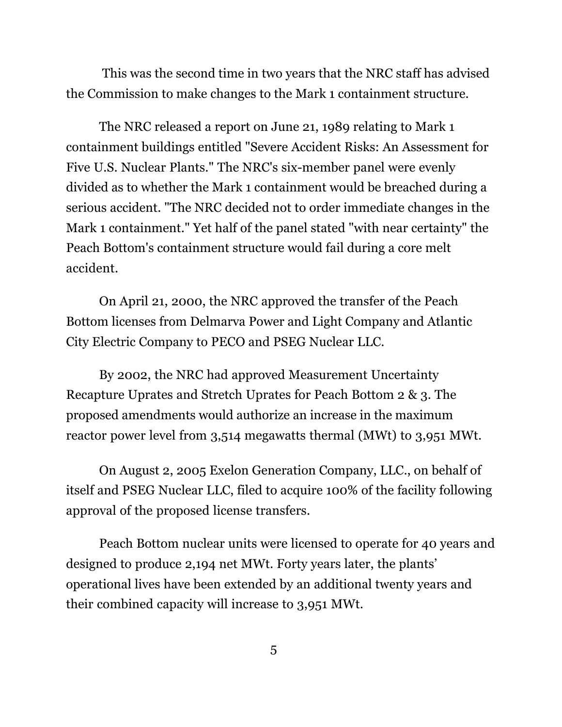This was the second time in two years that the NRC staff has advised the Commission to make changes to the Mark 1 containment structure.

The NRC released a report on June 21, 1989 relating to Mark 1 containment buildings entitled "Severe Accident Risks: An Assessment for Five U.S. Nuclear Plants." The NRC's six-member panel were evenly divided as to whether the Mark 1 containment would be breached during a serious accident. "The NRC decided not to order immediate changes in the Mark 1 containment." Yet half of the panel stated "with near certainty" the Peach Bottom's containment structure would fail during a core melt accident.

On April 21, 2000, the NRC approved the transfer of the Peach Bottom licenses from Delmarva Power and Light Company and Atlantic City Electric Company to PECO and PSEG Nuclear LLC.

By 2002, the NRC had approved Measurement Uncertainty Recapture Uprates and Stretch Uprates for Peach Bottom 2 & 3. The proposed amendments would authorize an increase in the maximum reactor power level from 3,514 megawatts thermal (MWt) to 3,951 MWt.

On August 2, 2005 Exelon Generation Company, LLC., on behalf of itself and PSEG Nuclear LLC, filed to acquire 100% of the facility following approval of the proposed license transfers.

Peach Bottom nuclear units were licensed to operate for 40 years and designed to produce 2,194 net MWt. Forty years later, the plants' operational lives have been extended by an additional twenty years and their combined capacity will increase to 3,951 MWt.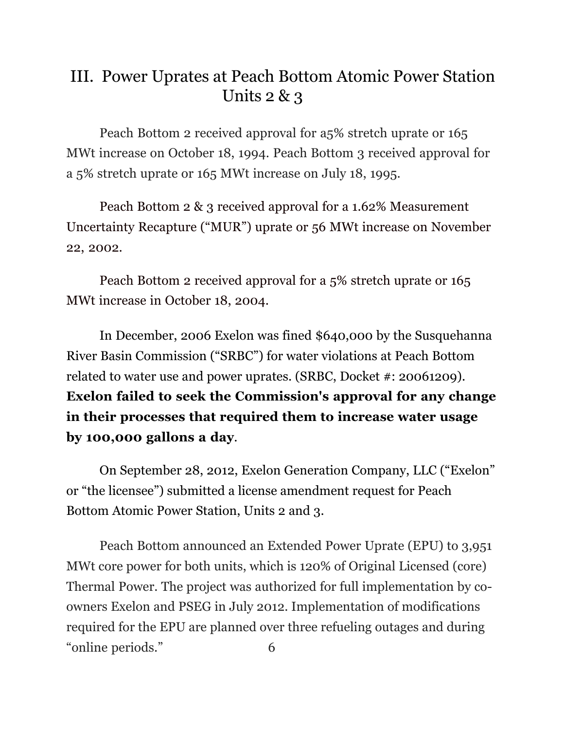# III. Power Uprates at Peach Bottom Atomic Power Station Units 2 & 3

Peach Bottom 2 received approval for a5% stretch uprate or 165 MWt increase on October 18, 1994. Peach Bottom 3 received approval for a 5% stretch uprate or 165 MWt increase on July 18, 1995.

Peach Bottom 2 & 3 received approval for a 1.62% Measurement Uncertainty Recapture ("MUR") uprate or 56 MWt increase on November 22, 2002.

Peach Bottom 2 received approval for a 5% stretch uprate or 165 MWt increase in October 18, 2004.

In December, 2006 Exelon was fined $640,000 by the Susquehanna River Basin Commission ("SRBC") for water violations at Peach Bottom related to water use and power uprates. (SRBC, Docket #: 20061209). **Exelon failed to seek the Commission's approval for any change in their processes that required them to increase water usage by 100,000 gallons a day**.

On September 28, 2012, Exelon Generation Company, LLC ("Exelon" or "the licensee") submitted a license amendment request for Peach Bottom Atomic Power Station, Units 2 and 3.

Peach Bottom announced an Extended Power Uprate (EPU) to 3,951 MWt core power for both units, which is 120% of Original Licensed (core) Thermal Power. The project was authorized for full implementation by co-owners Exelon and PSEG in July 2012. Implementation of modifications required for the EPU are planned over three refueling outages and during "online periods."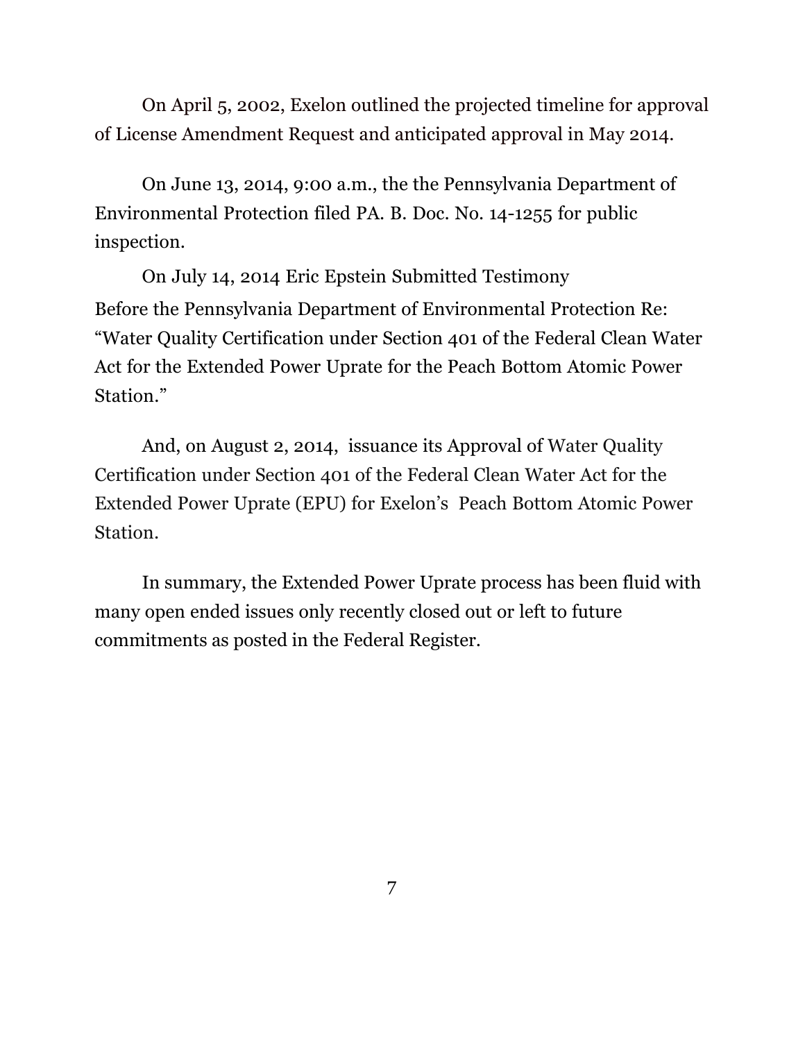On April 5, 2002, Exelon outlined the projected timeline for approval of License Amendment Request and anticipated approval in May 2014.

On June 13, 2014, 9:00 a.m., the the Pennsylvania Department of Environmental Protection filed PA. B. Doc. No. 14-1255 for public inspection.

On July 14, 2014 Eric Epstein Submitted Testimony Before the Pennsylvania Department of Environmental Protection Re: "Water Quality Certification under Section 401 of the Federal Clean Water Act for the Extended Power Uprate for the Peach Bottom Atomic Power Station."

And, on August 2, 2014, issuance its Approval of Water Quality Certification under Section 401 of the Federal Clean Water Act for the Extended Power Uprate (EPU) for Exelon's Peach Bottom Atomic Power Station.

In summary, the Extended Power Uprate process has been fluid with many open ended issues only recently closed out or left to future commitments as posted in the Federal Register.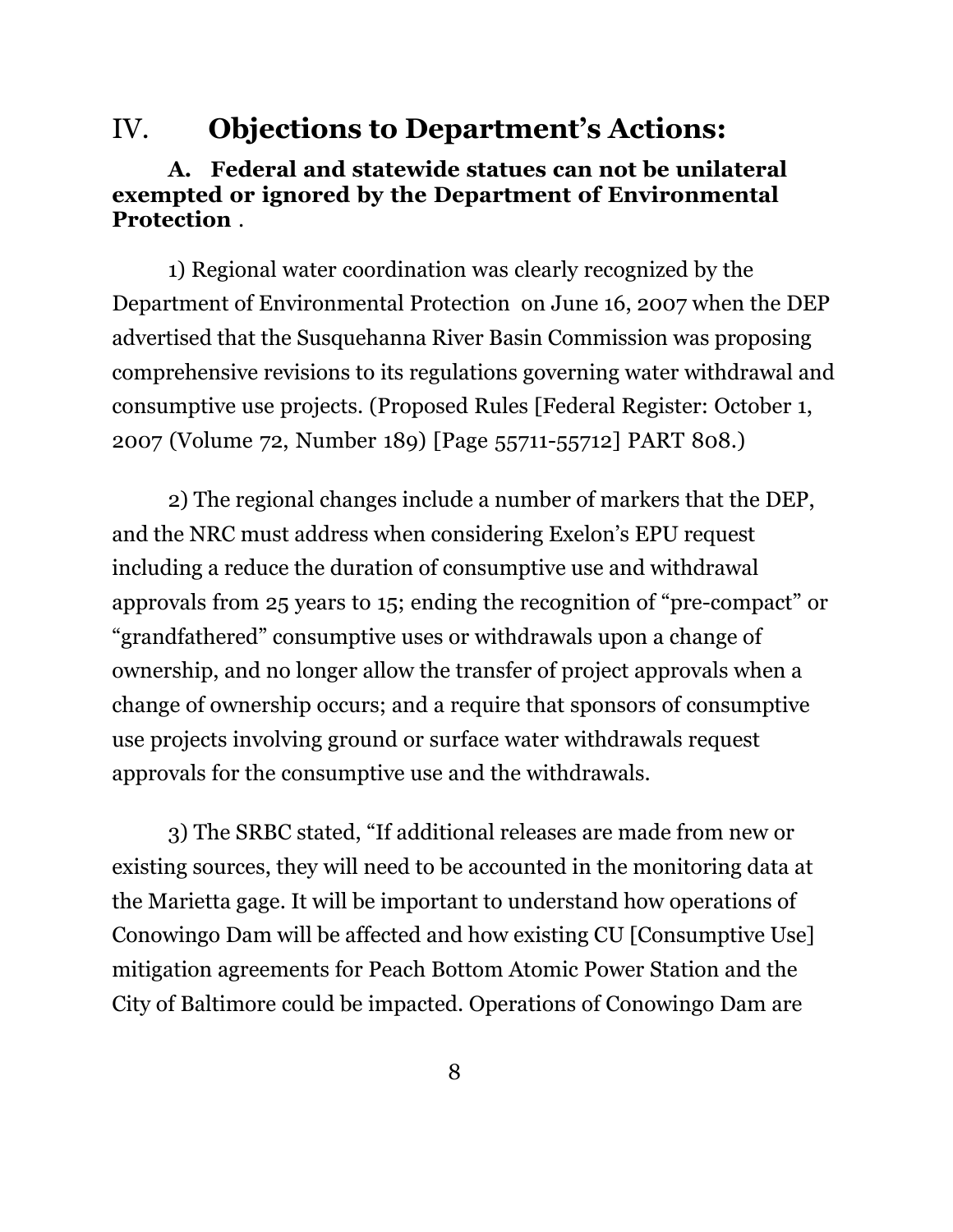## IV. **Objections to Department's Actions:**

### **A. Federal and statewide statues can not be unilateral exempted or ignored by the Department of Environmental Protection** .

1) Regional water coordination was clearly recognized by the Department of Environmental Protection on June 16, 2007 when the DEP advertised that the Susquehanna River Basin Commission was proposing comprehensive revisions to its regulations governing water withdrawal and consumptive use projects. (Proposed Rules [Federal Register: October 1, 2007 (Volume 72, Number 189) [Page 55711-55712] PART 808.)

2) The regional changes include a number of markers that the DEP, and the NRC must address when considering Exelon's EPU request including a reduce the duration of consumptive use and withdrawal approvals from 25 years to 15; ending the recognition of "pre-compact" or "grandfathered" consumptive uses or withdrawals upon a change of ownership, and no longer allow the transfer of project approvals when a change of ownership occurs; and a require that sponsors of consumptive use projects involving ground or surface water withdrawals request approvals for the consumptive use and the withdrawals.

3) The SRBC stated, "If additional releases are made from new or existing sources, they will need to be accounted in the monitoring data at the Marietta gage. It will be important to understand how operations of Conowingo Dam will be affected and how existing CU [Consumptive Use] mitigation agreements for Peach Bottom Atomic Power Station and the City of Baltimore could be impacted. Operations of Conowingo Dam are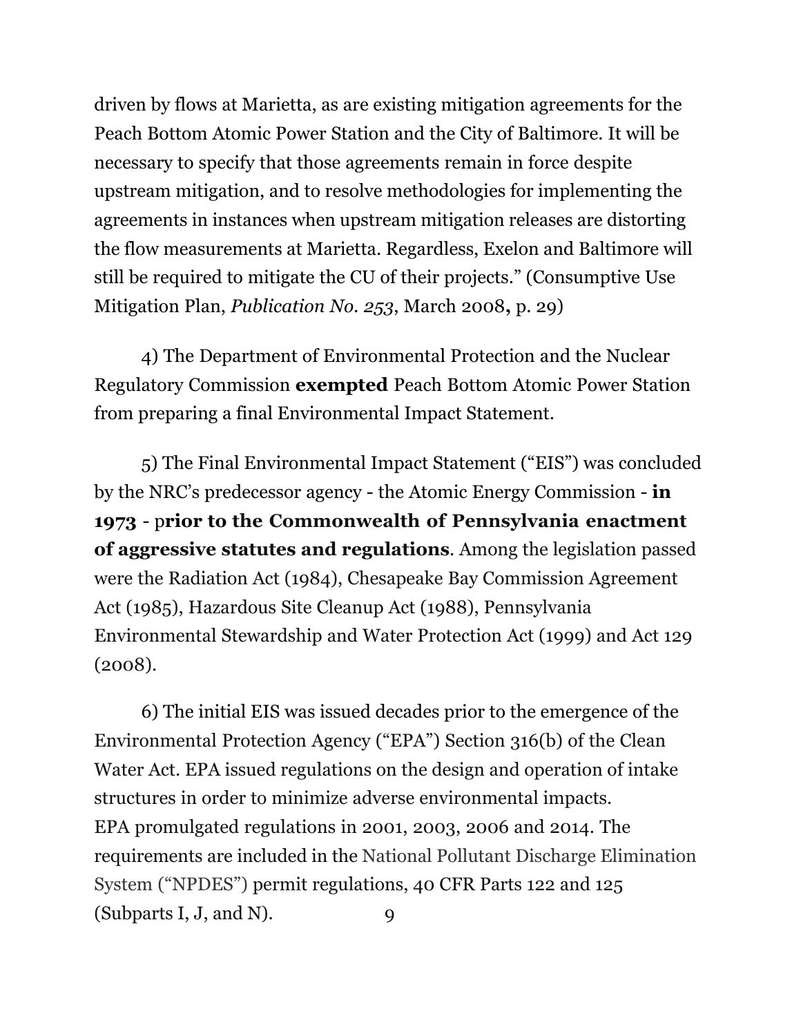driven by flows at Marietta, as are existing mitigation agreements for the Peach Bottom Atomic Power Station and the City of Baltimore. It will be necessary to specify that those agreements remain in force despite upstream mitigation, and to resolve methodologies for implementing the agreements in instances when upstream mitigation releases are distorting the flow measurements at Marietta. Regardless, Exelon and Baltimore will still be required to mitigate the CU of their projects." (Consumptive Use Mitigation Plan, *Publication No. 253*, March 2008**,** p. 29)

4) The Department of Environmental Protection and the Nuclear Regulatory Commission **exempted** Peach Bottom Atomic Power Station from preparing a final Environmental Impact Statement.

5) The Final Environmental Impact Statement ("EIS") was concluded by the NRC's predecessor agency - the Atomic Energy Commission - **in 1973** - p**rior to the Commonwealth of Pennsylvania enactment of aggressive statutes and regulations**. Among the legislation passed were the Radiation Act (1984), Chesapeake Bay Commission Agreement Act (1985), Hazardous Site Cleanup Act (1988), Pennsylvania Environmental Stewardship and Water Protection Act (1999) and Act 129 (2008).

6) The initial EIS was issued decades prior to the emergence of the Environmental Protection Agency ("EPA") Section 316(b) of the Clean Water Act. EPA issued regulations on the design and operation of intake structures in order to minimize adverse environmental impacts. EPA promulgated regulations in 2001, 2003, 2006 and 2014. The requirements are included in the National Pollutant Discharge Elimination System ("NPDES") permit regulations, 40 CFR Parts 122 and 125 (Subparts I, J, and N).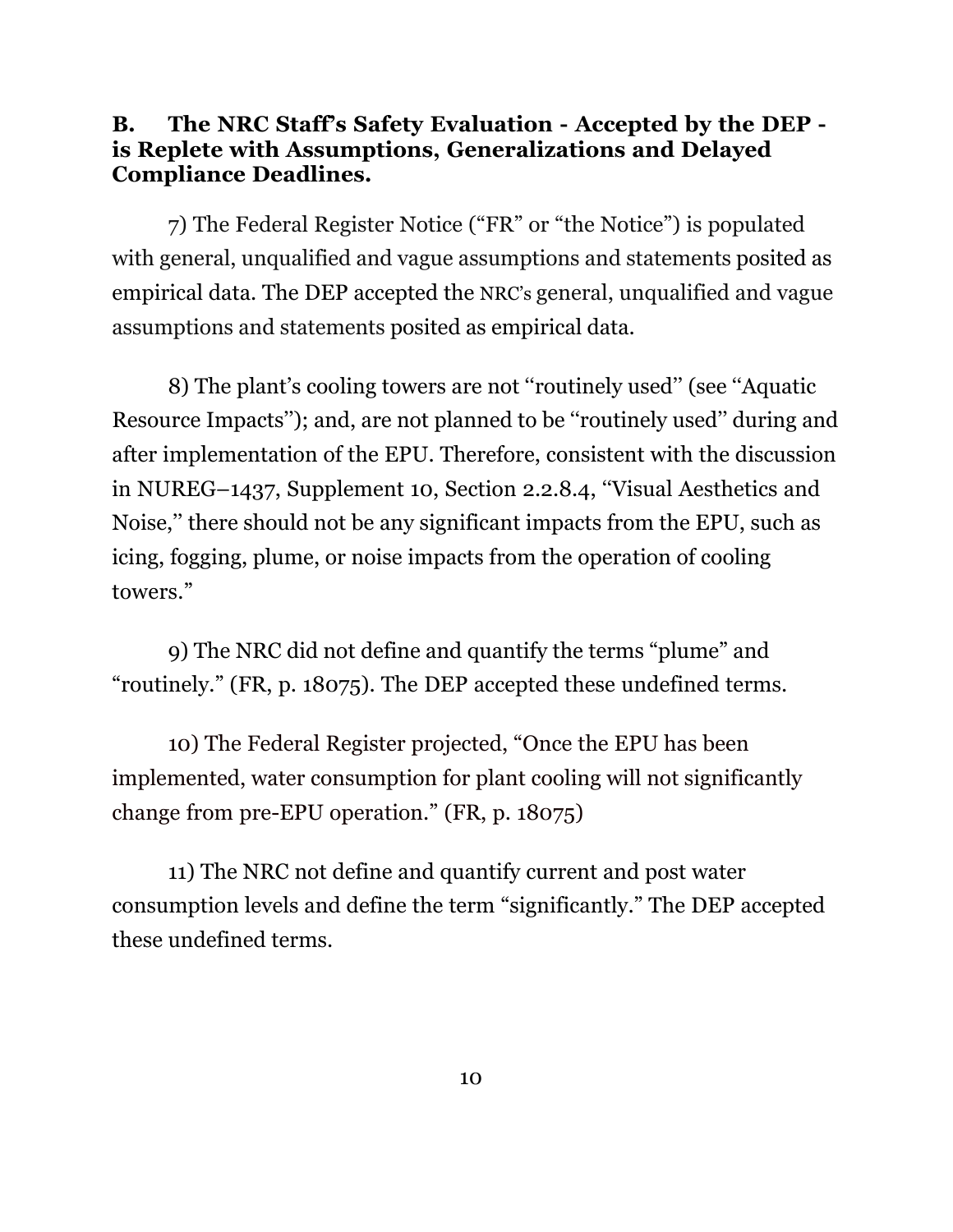**B. The NRC Staff's Safety Evaluation - Accepted by the DEP - is Replete with Assumptions, Generalizations and Delayed Compliance Deadlines.**

7) The Federal Register Notice ("FR" or "the Notice") is populated with general, unqualified and vague assumptions and statements posited as empirical data. The DEP accepted the NRC's general, unqualified and vague assumptions and statements posited as empirical data.

8) The plant's cooling towers are not "routinely used" (see "Aquatic Resource Impacts"); and, are not planned to be "routinely used" during and after implementation of the EPU. Therefore, consistent with the discussion in NUREG–1437, Supplement 10, Section 2.2.8.4, "Visual Aesthetics and Noise," there should not be any significant impacts from the EPU, such as icing, fogging, plume, or noise impacts from the operation of cooling towers."

9) The NRC did not define and quantify the terms "plume" and "routinely." (FR, p. 18075). The DEP accepted these undefined terms.

10) The Federal Register projected, "Once the EPU has been implemented, water consumption for plant cooling will not significantly change from pre-EPU operation." (FR, p. 18075)

11) The NRC not define and quantify current and post water consumption levels and define the term "significantly." The DEP accepted these undefined terms.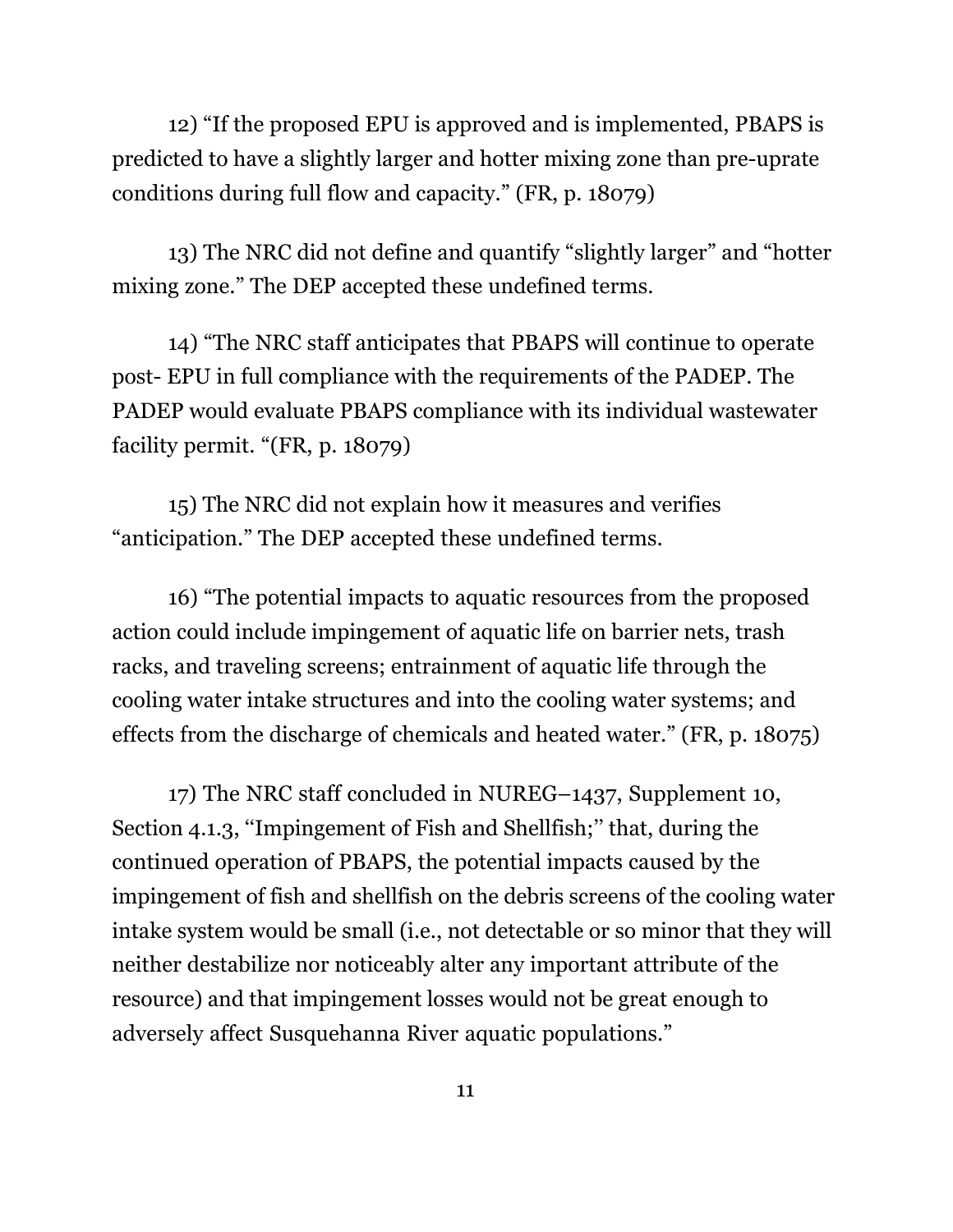12) “If the proposed EPU is approved and is implemented, PBAPS is predicted to have a slightly larger and hotter mixing zone than pre-uprate conditions during full flow and capacity.” (FR, p. 18079)

13) The NRC did not define and quantify “slightly larger” and “hotter mixing zone.” The DEP accepted these undefined terms.

14) “The NRC staff anticipates that PBAPS will continue to operate post- EPU in full compliance with the requirements of the PADEP. The PADEP would evaluate PBAPS compliance with its individual wastewater facility permit. “(FR, p. 18079)

15) The NRC did not explain how it measures and verifies “anticipation.” The DEP accepted these undefined terms.

16) “The potential impacts to aquatic resources from the proposed action could include impingement of aquatic life on barrier nets, trash racks, and traveling screens; entrainment of aquatic life through the cooling water intake structures and into the cooling water systems; and effects from the discharge of chemicals and heated water.” (FR, p. 18075)

17) The NRC staff concluded in NUREG–1437, Supplement 10, Section 4.1.3, ‘‘Impingement of Fish and Shellfish;’’ that, during the continued operation of PBAPS, the potential impacts caused by the impingement of fish and shellfish on the debris screens of the cooling water intake system would be small (i.e., not detectable or so minor that they will neither destabilize nor noticeably alter any important attribute of the resource) and that impingement losses would not be great enough to adversely affect Susquehanna River aquatic populations.”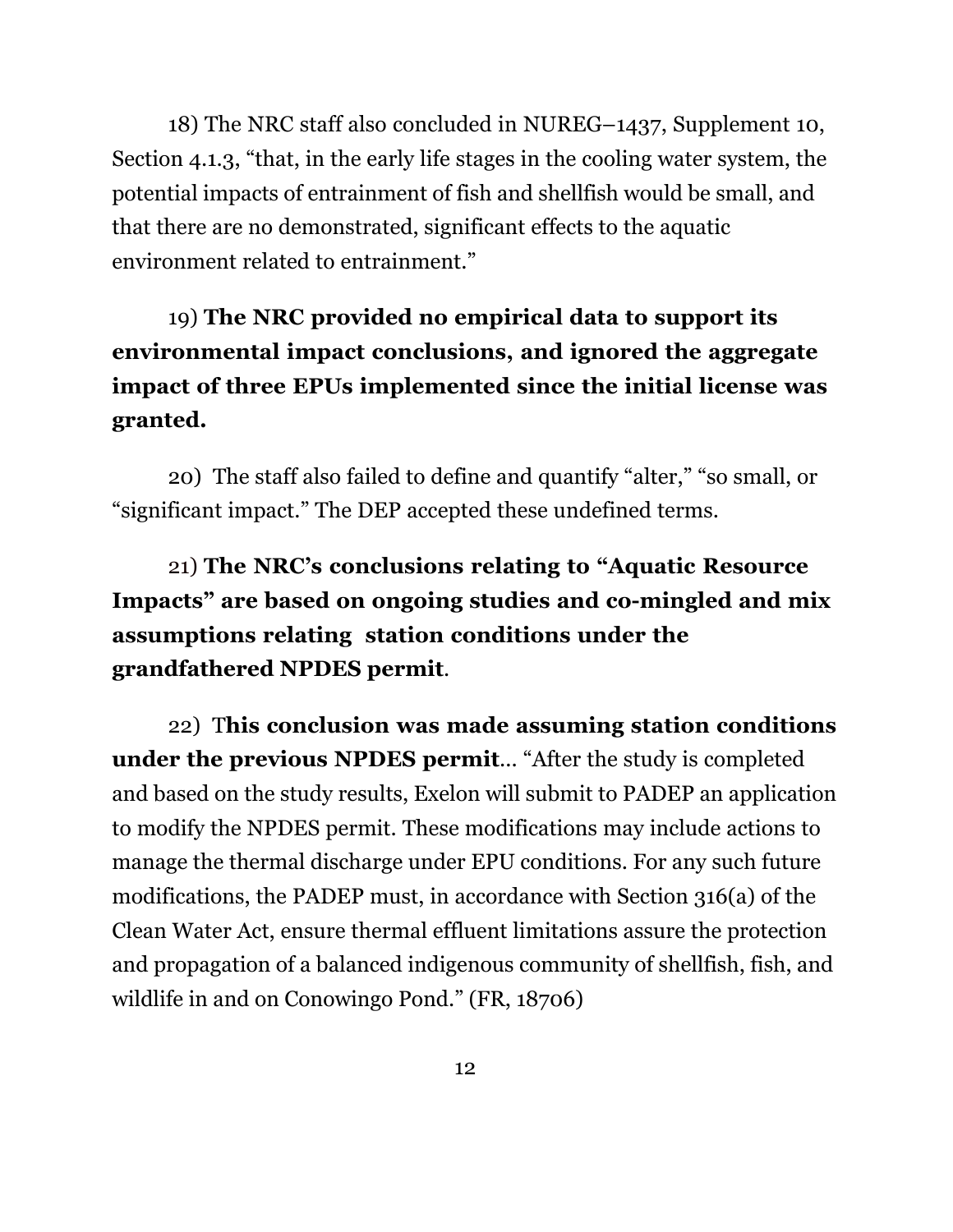18) The NRC staff also concluded in NUREG–1437, Supplement 10, Section 4.1.3, "that, in the early life stages in the cooling water system, the potential impacts of entrainment of fish and shellfish would be small, and that there are no demonstrated, significant effects to the aquatic environment related to entrainment."

19) **The NRC provided no empirical data to support its environmental impact conclusions, and ignored the aggregate impact of three EPUs implemented since the initial license was granted.**

20) The staff also failed to define and quantify "alter," "so small, or "significant impact." The DEP accepted these undefined terms.

21) **The NRC's conclusions relating to "Aquatic Resource Impacts" are based on ongoing studies and co-mingled and mix assumptions relating station conditions under the grandfathered NPDES permit**.

22) T**his conclusion was made assuming station conditions under the previous NPDES permit**… "After the study is completed and based on the study results, Exelon will submit to PADEP an application to modify the NPDES permit. These modifications may include actions to manage the thermal discharge under EPU conditions. For any such future modifications, the PADEP must, in accordance with Section 316(a) of the Clean Water Act, ensure thermal effluent limitations assure the protection and propagation of a balanced indigenous community of shellfish, fish, and wildlife in and on Conowingo Pond." (FR, 18706)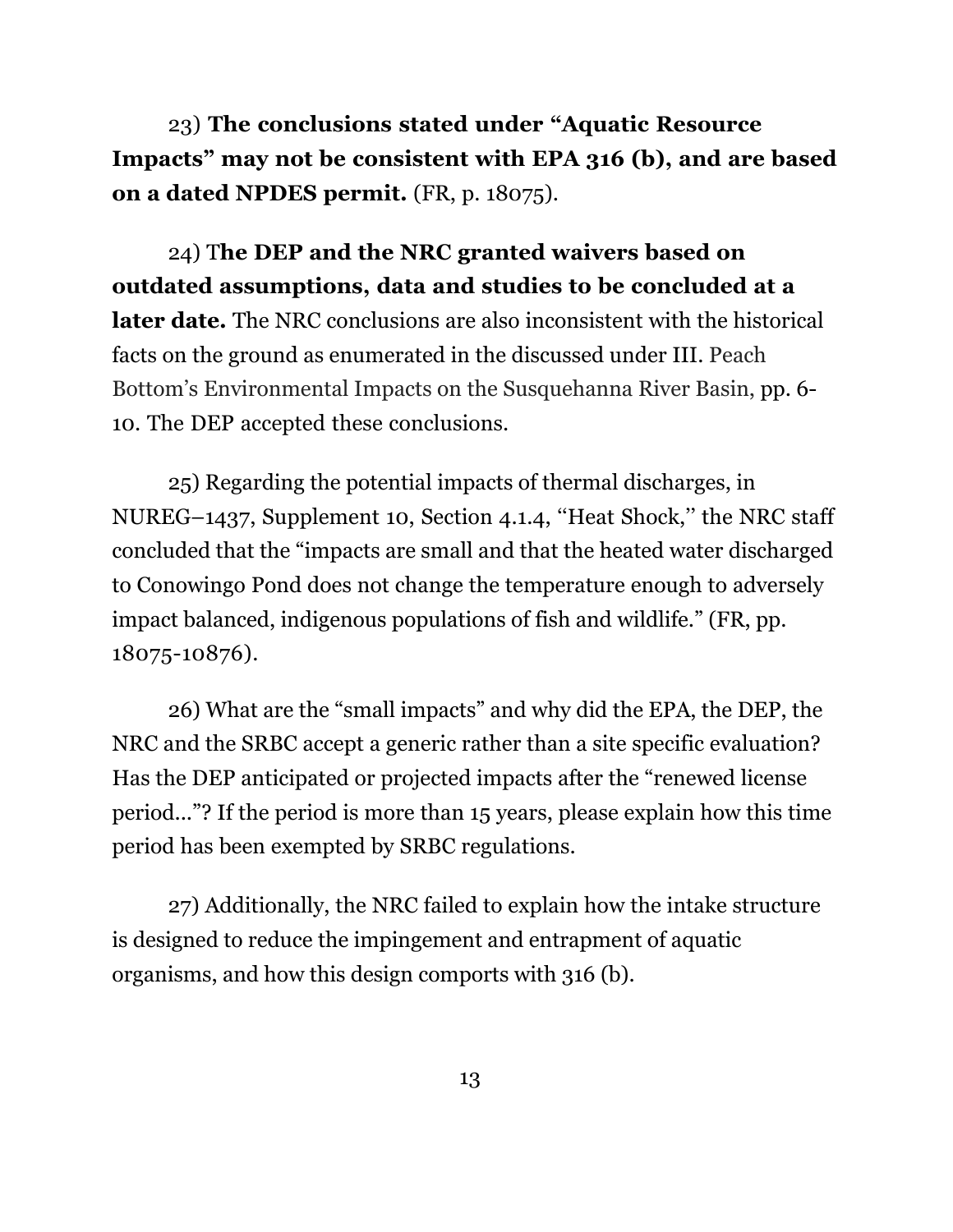23) **The conclusions stated under "Aquatic Resource Impacts" may not be consistent with EPA 316 (b), and are based on a dated NPDES permit.** (FR, p. 18075).

24) T**he DEP and the NRC granted waivers based on outdated assumptions, data and studies to be concluded at a later date.** The NRC conclusions are also inconsistent with the historical facts on the ground as enumerated in the discussed under III. Peach Bottom's Environmental Impacts on the Susquehanna River Basin, pp. 6-10. The DEP accepted these conclusions.

25) Regarding the potential impacts of thermal discharges, in NUREG–1437, Supplement 10, Section 4.1.4, ''Heat Shock,'' the NRC staff concluded that the "impacts are small and that the heated water discharged to Conowingo Pond does not change the temperature enough to adversely impact balanced, indigenous populations of fish and wildlife." (FR, pp. 18075-10876).

26) What are the "small impacts" and why did the EPA, the DEP, the NRC and the SRBC accept a generic rather than a site specific evaluation? Has the DEP anticipated or projected impacts after the "renewed license period…"? If the period is more than 15 years, please explain how this time period has been exempted by SRBC regulations.

27) Additionally, the NRC failed to explain how the intake structure is designed to reduce the impingement and entrapment of aquatic organisms, and how this design comports with 316 (b).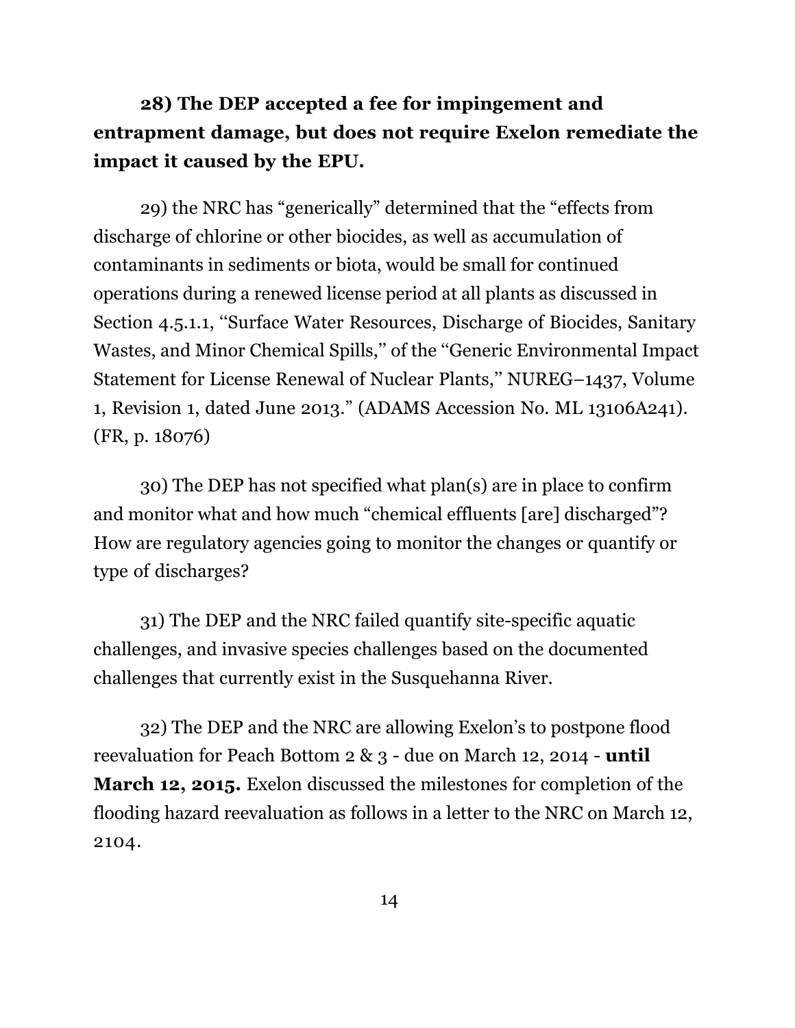**28) The DEP accepted a fee for impingement and entrapment damage, but does not require Exelon remediate the impact it caused by the EPU.**

29) the NRC has "generically" determined that the "effects from discharge of chlorine or other biocides, as well as accumulation of contaminants in sediments or biota, would be small for continued operations during a renewed license period at all plants as discussed in Section 4.5.1.1, ''Surface Water Resources, Discharge of Biocides, Sanitary Wastes, and Minor Chemical Spills,'' of the ''Generic Environmental Impact Statement for License Renewal of Nuclear Plants,'' NUREG–1437, Volume 1, Revision 1, dated June 2013." (ADAMS Accession No. ML 13106A241). (FR, p. 18076)

30) The DEP has not specified what plan(s) are in place to confirm and monitor what and how much "chemical effluents [are] discharged"? How are regulatory agencies going to monitor the changes or quantify or type of discharges?

31) The DEP and the NRC failed quantify site-specific aquatic challenges, and invasive species challenges based on the documented challenges that currently exist in the Susquehanna River.

32) The DEP and the NRC are allowing Exelon's to postpone flood reevaluation for Peach Bottom 2 & 3 - due on March 12, 2014 - **until March 12, 2015.** Exelon discussed the milestones for completion of the flooding hazard reevaluation as follows in a letter to the NRC on March 12, 2104.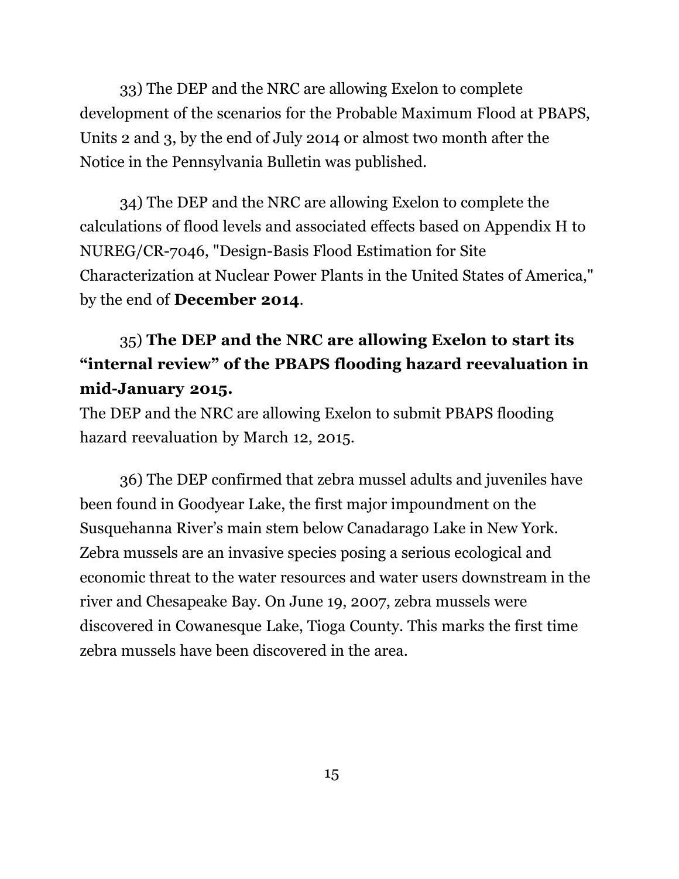33) The DEP and the NRC are allowing Exelon to complete development of the scenarios for the Probable Maximum Flood at PBAPS, Units 2 and 3, by the end of July 2014 or almost two month after the Notice in the Pennsylvania Bulletin was published.

34) The DEP and the NRC are allowing Exelon to complete the calculations of flood levels and associated effects based on Appendix H to NUREG/CR-7046, "Design-Basis Flood Estimation for Site Characterization at Nuclear Power Plants in the United States of America," by the end of **December 2014**.

35) **The DEP and the NRC are allowing Exelon to start its "internal review" of the PBAPS flooding hazard reevaluation in mid-January 2015.**

The DEP and the NRC are allowing Exelon to submit PBAPS flooding hazard reevaluation by March 12, 2015.

36) The DEP confirmed that zebra mussel adults and juveniles have been found in Goodyear Lake, the first major impoundment on the Susquehanna River's main stem below Canadarago Lake in New York. Zebra mussels are an invasive species posing a serious ecological and economic threat to the water resources and water users downstream in the river and Chesapeake Bay. On June 19, 2007, zebra mussels were discovered in Cowanesque Lake, Tioga County. This marks the first time zebra mussels have been discovered in the area.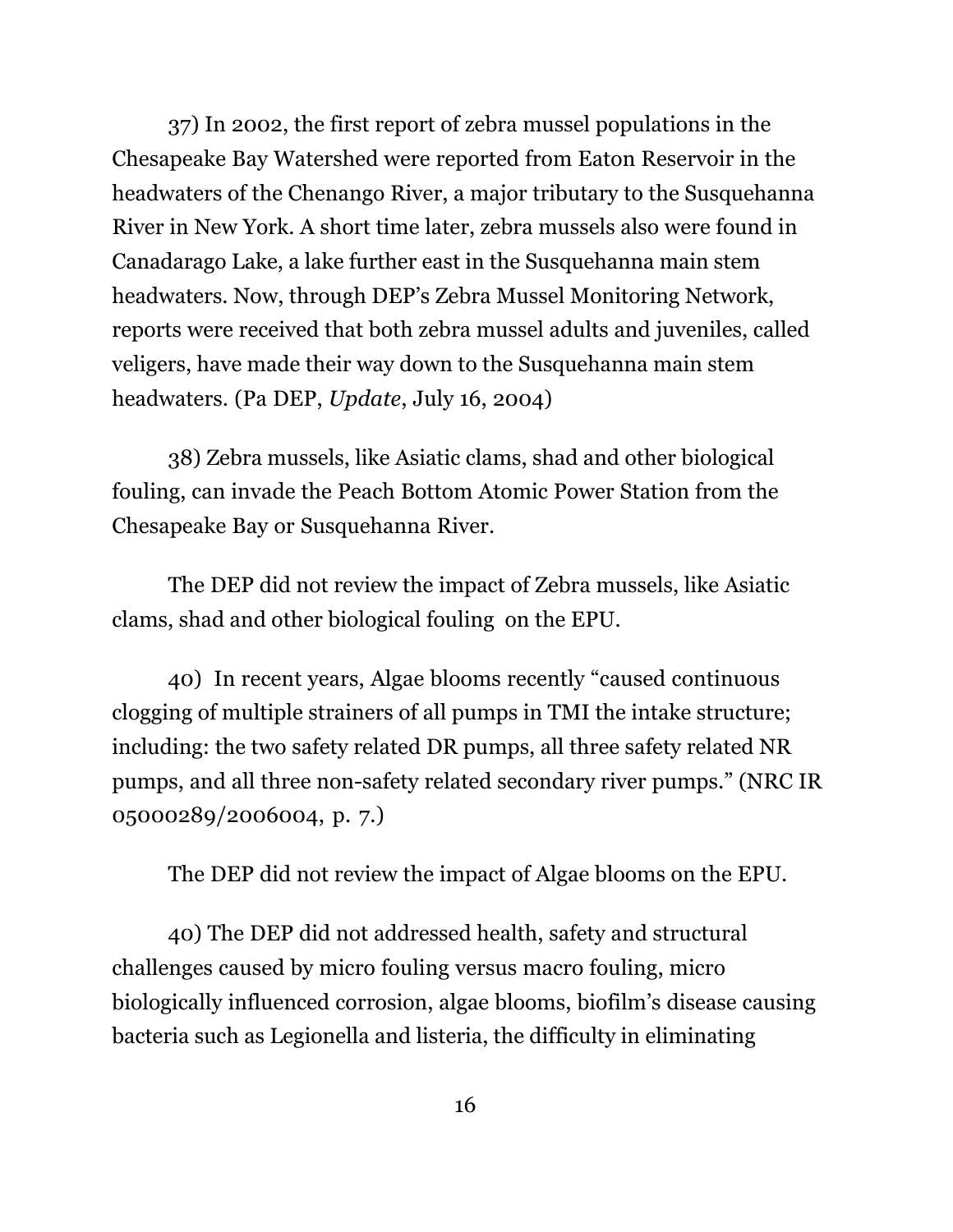37) In 2002, the first report of zebra mussel populations in the Chesapeake Bay Watershed were reported from Eaton Reservoir in the headwaters of the Chenango River, a major tributary to the Susquehanna River in New York. A short time later, zebra mussels also were found in Canadarago Lake, a lake further east in the Susquehanna main stem headwaters. Now, through DEP's Zebra Mussel Monitoring Network, reports were received that both zebra mussel adults and juveniles, called veligers, have made their way down to the Susquehanna main stem headwaters. (Pa DEP, *Update*, July 16, 2004)

38) Zebra mussels, like Asiatic clams, shad and other biological fouling, can invade the Peach Bottom Atomic Power Station from the Chesapeake Bay or Susquehanna River.

The DEP did not review the impact of Zebra mussels, like Asiatic clams, shad and other biological fouling on the EPU.

40) In recent years, Algae blooms recently "caused continuous clogging of multiple strainers of all pumps in TMI the intake structure; including: the two safety related DR pumps, all three safety related NR pumps, and all three non-safety related secondary river pumps." (NRC IR 05000289/2006004, p. 7.)

The DEP did not review the impact of Algae blooms on the EPU.

40) The DEP did not addressed health, safety and structural challenges caused by micro fouling versus macro fouling, micro biologically influenced corrosion, algae blooms, biofilm's disease causing bacteria such as Legionella and listeria, the difficulty in eliminating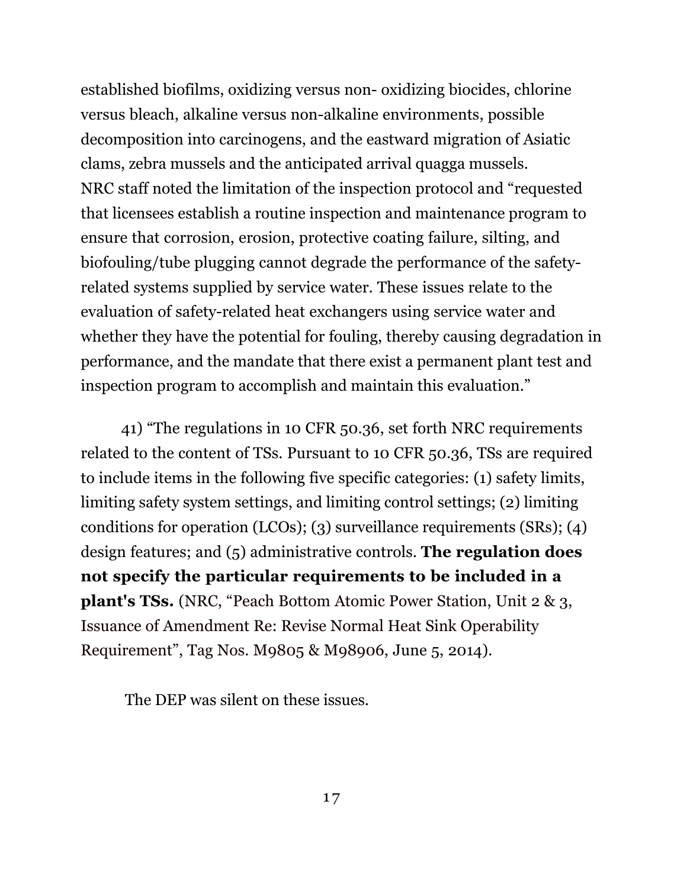established biofilms, oxidizing versus non- oxidizing biocides, chlorine versus bleach, alkaline versus non-alkaline environments, possible decomposition into carcinogens, and the eastward migration of Asiatic clams, zebra mussels and the anticipated arrival quagga mussels.
NRC staff noted the limitation of the inspection protocol and "requested that licensees establish a routine inspection and maintenance program to ensure that corrosion, erosion, protective coating failure, silting, and biofouling/tube plugging cannot degrade the performance of the safety-related systems supplied by service water. These issues relate to the evaluation of safety-related heat exchangers using service water and whether they have the potential for fouling, thereby causing degradation in performance, and the mandate that there exist a permanent plant test and inspection program to accomplish and maintain this evaluation."

41) "The regulations in 10 CFR 50.36, set forth NRC requirements related to the content of TSs. Pursuant to 10 CFR 50.36, TSs are required to include items in the following five specific categories: (1) safety limits, limiting safety system settings, and limiting control settings; (2) limiting conditions for operation (LCOs); (3) surveillance requirements (SRs); (4) design features; and (5) administrative controls. **The regulation does not specify the particular requirements to be included in a plant's TSs.** (NRC, "Peach Bottom Atomic Power Station, Unit 2 & 3, Issuance of Amendment Re: Revise Normal Heat Sink Operability Requirement", Tag Nos. M9805 & M98906, June 5, 2014).

The DEP was silent on these issues.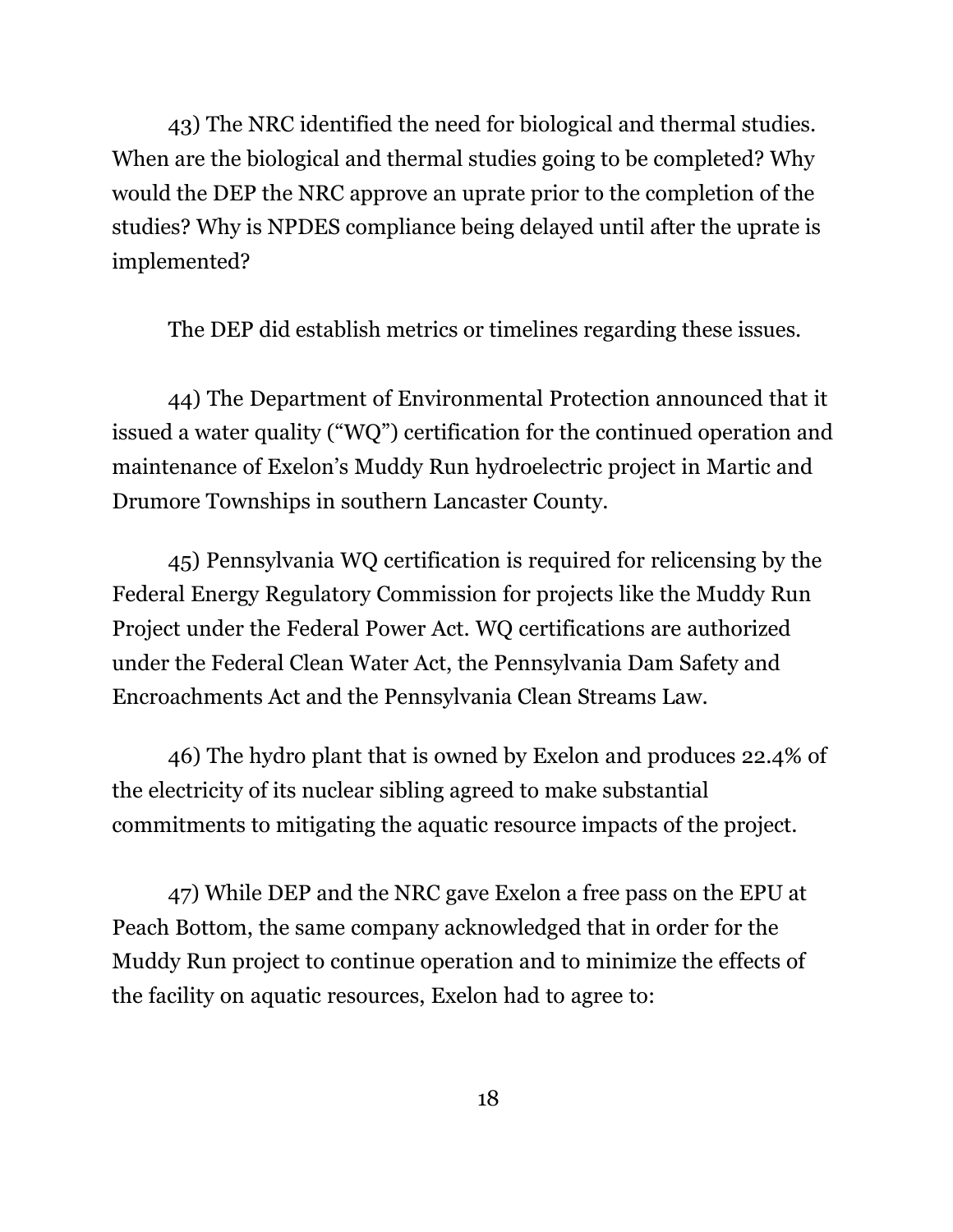43) The NRC identified the need for biological and thermal studies. When are the biological and thermal studies going to be completed? Why would the DEP the NRC approve an uprate prior to the completion of the studies? Why is NPDES compliance being delayed until after the uprate is implemented?

The DEP did establish metrics or timelines regarding these issues.

44) The Department of Environmental Protection announced that it issued a water quality ("WQ") certification for the continued operation and maintenance of Exelon's Muddy Run hydroelectric project in Martic and Drumore Townships in southern Lancaster County.

45) Pennsylvania WQ certification is required for relicensing by the Federal Energy Regulatory Commission for projects like the Muddy Run Project under the Federal Power Act. WQ certifications are authorized under the Federal Clean Water Act, the Pennsylvania Dam Safety and Encroachments Act and the Pennsylvania Clean Streams Law.

46) The hydro plant that is owned by Exelon and produces 22.4% of the electricity of its nuclear sibling agreed to make substantial commitments to mitigating the aquatic resource impacts of the project.

47) While DEP and the NRC gave Exelon a free pass on the EPU at Peach Bottom, the same company acknowledged that in order for the Muddy Run project to continue operation and to minimize the effects of the facility on aquatic resources, Exelon had to agree to: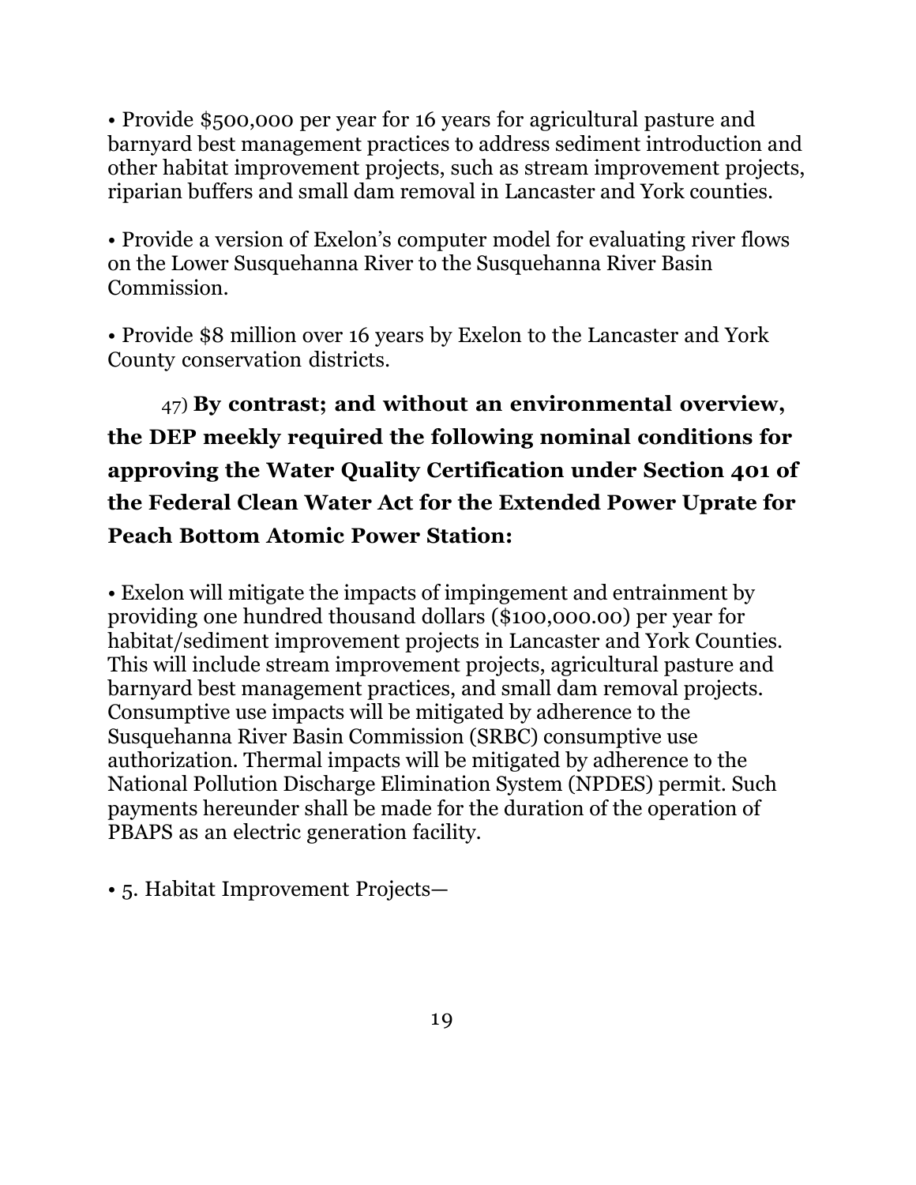• Provide $500,000 per year for 16 years for agricultural pasture and barnyard best management practices to address sediment introduction and other habitat improvement projects, such as stream improvement projects, riparian buffers and small dam removal in Lancaster and York counties.

• Provide a version of Exelon's computer model for evaluating river flows on the Lower Susquehanna River to the Susquehanna River Basin Commission.

• Provide $8 million over 16 years by Exelon to the Lancaster and York County conservation districts.

47) **By contrast; and without an environmental overview, the DEP meekly required the following nominal conditions for approving the Water Quality Certification under Section 401 of the Federal Clean Water Act for the Extended Power Uprate for Peach Bottom Atomic Power Station:**

• Exelon will mitigate the impacts of impingement and entrainment by providing one hundred thousand dollars ($100,000.00) per year for habitat/sediment improvement projects in Lancaster and York Counties. This will include stream improvement projects, agricultural pasture and barnyard best management practices, and small dam removal projects. Consumptive use impacts will be mitigated by adherence to the Susquehanna River Basin Commission (SRBC) consumptive use authorization. Thermal impacts will be mitigated by adherence to the National Pollution Discharge Elimination System (NPDES) permit. Such payments hereunder shall be made for the duration of the operation of PBAPS as an electric generation facility.

• 5. Habitat Improvement Projects—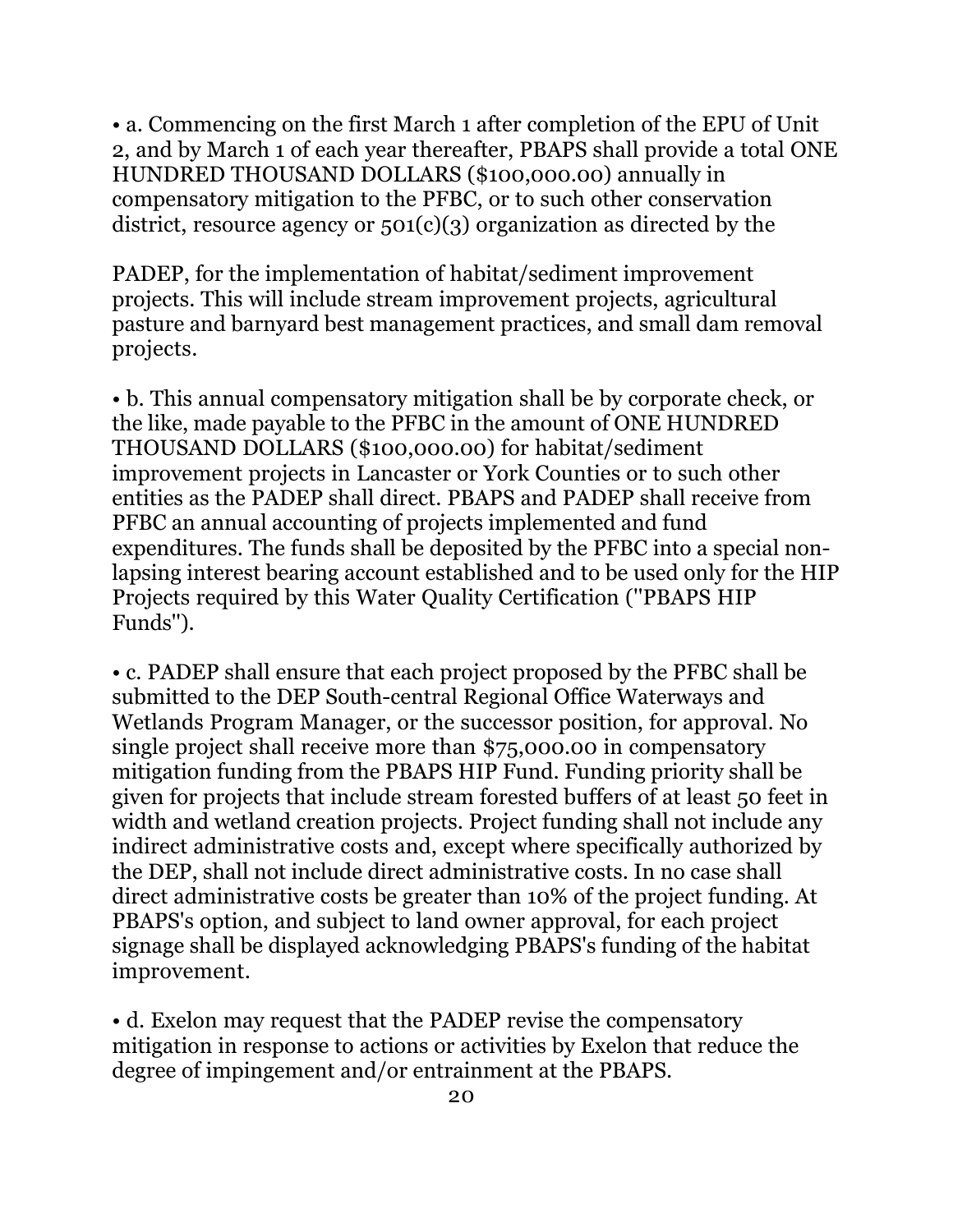- a. Commencing on the first March 1 after completion of the EPU of Unit 2, and by March 1 of each year thereafter, PBAPS shall provide a total ONE HUNDRED THOUSAND DOLLARS ($100,000.00) annually in compensatory mitigation to the PFBC, or to such other conservation district, resource agency or 501(c)(3) organization as directed by the PADEP, for the implementation of habitat/sediment improvement projects. This will include stream improvement projects, agricultural pasture and barnyard best management practices, and small dam removal projects.

- b. This annual compensatory mitigation shall be by corporate check, or the like, made payable to the PFBC in the amount of ONE HUNDRED THOUSAND DOLLARS ($100,000.00) for habitat/sediment improvement projects in Lancaster or York Counties or to such other entities as the PADEP shall direct. PBAPS and PADEP shall receive from PFBC an annual accounting of projects implemented and fund expenditures. The funds shall be deposited by the PFBC into a special non-lapsing interest bearing account established and to be used only for the HIP Projects required by this Water Quality Certification ("PBAPS HIP Funds").

- c. PADEP shall ensure that each project proposed by the PFBC shall be submitted to the DEP South-central Regional Office Waterways and Wetlands Program Manager, or the successor position, for approval. No single project shall receive more than $75,000.00 in compensatory mitigation funding from the PBAPS HIP Fund. Funding priority shall be given for projects that include stream forested buffers of at least 50 feet in width and wetland creation projects. Project funding shall not include any indirect administrative costs and, except where specifically authorized by the DEP, shall not include direct administrative costs. In no case shall direct administrative costs be greater than 10% of the project funding. At PBAPS's option, and subject to land owner approval, for each project signage shall be displayed acknowledging PBAPS's funding of the habitat improvement.

- d. Exelon may request that the PADEP revise the compensatory mitigation in response to actions or activities by Exelon that reduce the degree of impingement and/or entrainment at the PBAPS.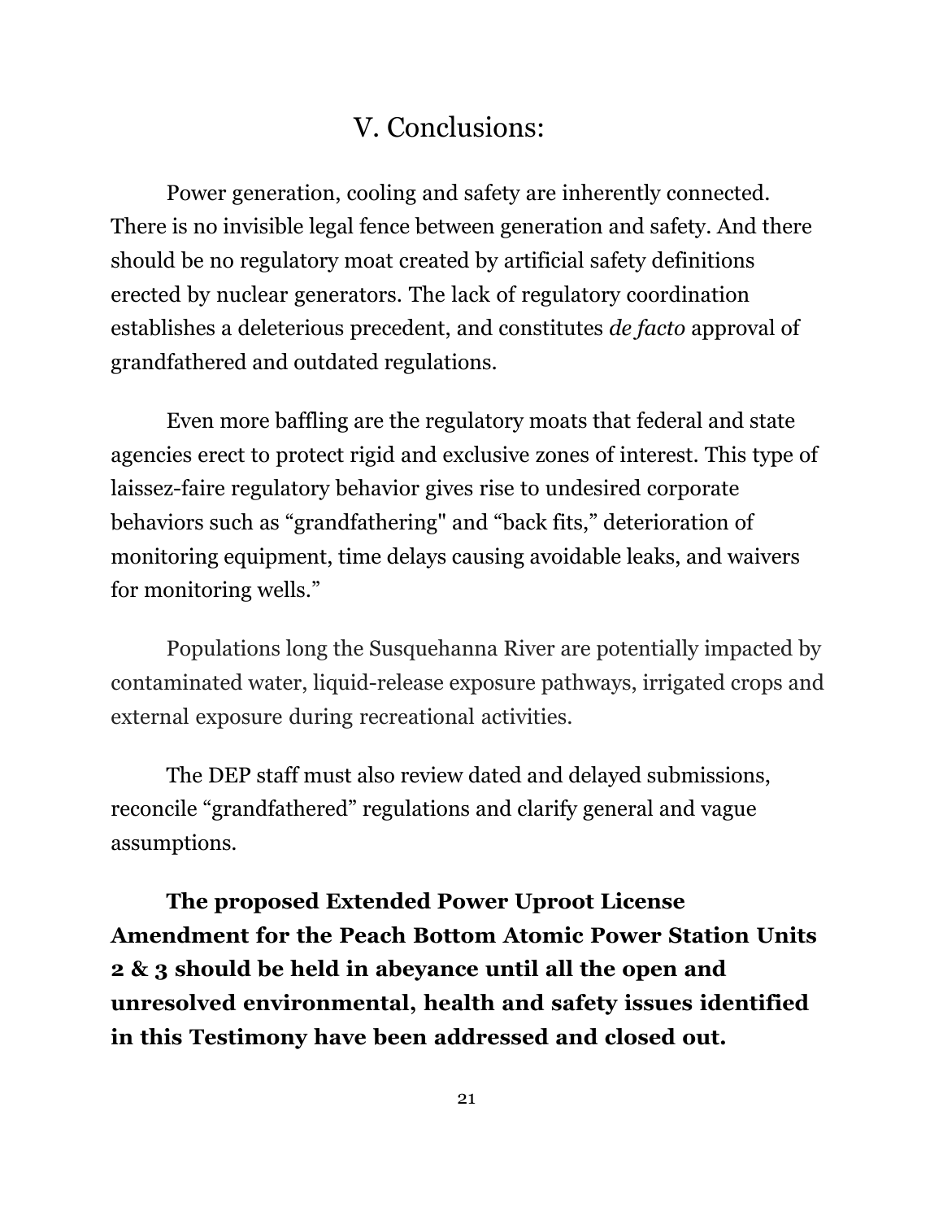## V. Conclusions:

Power generation, cooling and safety are inherently connected. There is no invisible legal fence between generation and safety. And there should be no regulatory moat created by artificial safety definitions erected by nuclear generators. The lack of regulatory coordination establishes a deleterious precedent, and constitutes *de facto* approval of grandfathered and outdated regulations.

Even more baffling are the regulatory moats that federal and state agencies erect to protect rigid and exclusive zones of interest. This type of laissez-faire regulatory behavior gives rise to undesired corporate behaviors such as “grandfathering" and “back fits,” deterioration of monitoring equipment, time delays causing avoidable leaks, and waivers for monitoring wells.”

Populations long the Susquehanna River are potentially impacted by contaminated water, liquid-release exposure pathways, irrigated crops and external exposure during recreational activities.

The DEP staff must also review dated and delayed submissions, reconcile “grandfathered” regulations and clarify general and vague assumptions.

**The proposed Extended Power Uproot License Amendment for the Peach Bottom Atomic Power Station Units 2 & 3 should be held in abeyance until all the open and unresolved environmental, health and safety issues identified in this Testimony have been addressed and closed out.**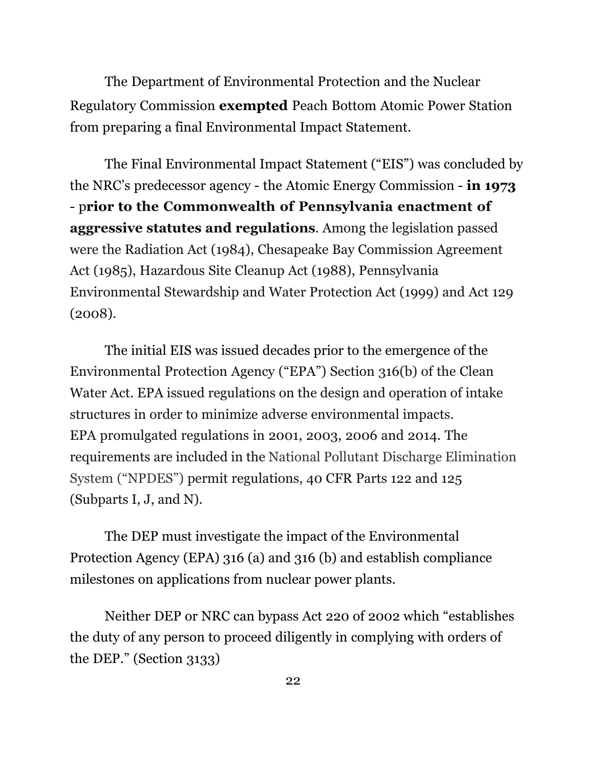The Department of Environmental Protection and the Nuclear Regulatory Commission **exempted** Peach Bottom Atomic Power Station from preparing a final Environmental Impact Statement.

The Final Environmental Impact Statement ("EIS") was concluded by the NRC's predecessor agency - the Atomic Energy Commission - **in 1973** - p**rior to the Commonwealth of Pennsylvania enactment of aggressive statutes and regulations**. Among the legislation passed were the Radiation Act (1984), Chesapeake Bay Commission Agreement Act (1985), Hazardous Site Cleanup Act (1988), Pennsylvania Environmental Stewardship and Water Protection Act (1999) and Act 129 (2008).

The initial EIS was issued decades prior to the emergence of the Environmental Protection Agency ("EPA") Section 316(b) of the Clean Water Act. EPA issued regulations on the design and operation of intake structures in order to minimize adverse environmental impacts. EPA promulgated regulations in 2001, 2003, 2006 and 2014. The requirements are included in the National Pollutant Discharge Elimination System ("NPDES") permit regulations, 40 CFR Parts 122 and 125 (Subparts I, J, and N).

The DEP must investigate the impact of the Environmental Protection Agency (EPA) 316 (a) and 316 (b) and establish compliance milestones on applications from nuclear power plants.

Neither DEP or NRC can bypass Act 220 of 2002 which "establishes the duty of any person to proceed diligently in complying with orders of the DEP." (Section 3133)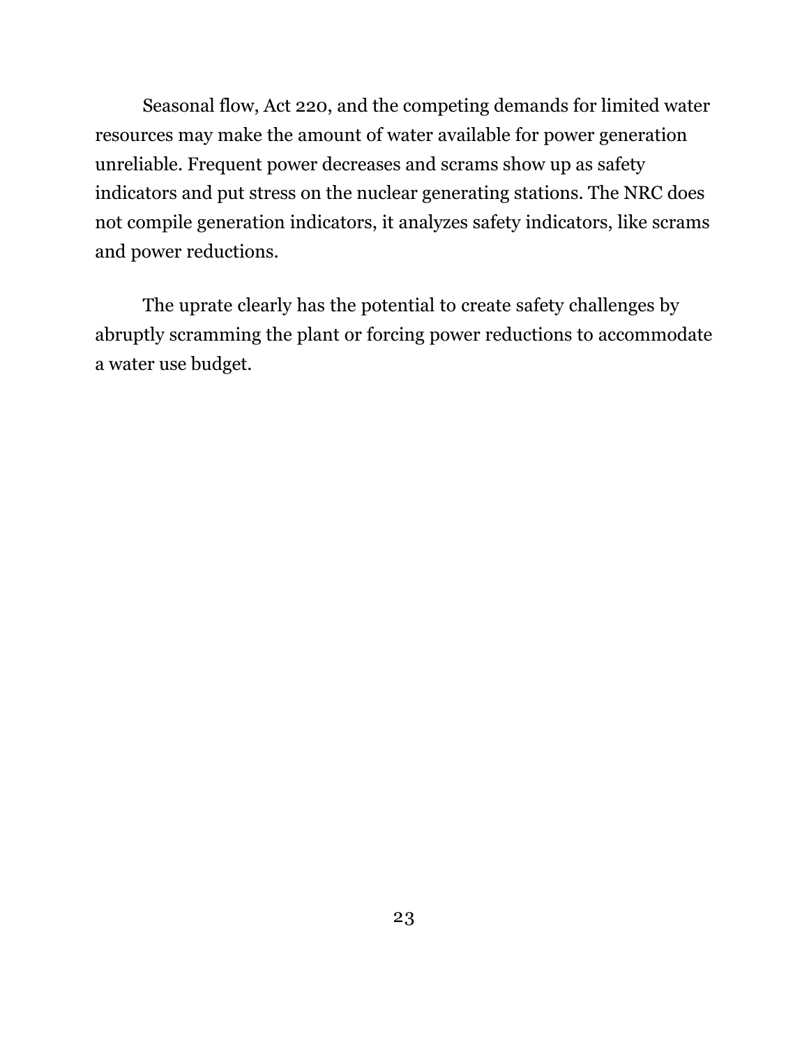Seasonal flow, Act 220, and the competing demands for limited water resources may make the amount of water available for power generation unreliable. Frequent power decreases and scrams show up as safety indicators and put stress on the nuclear generating stations. The NRC does not compile generation indicators, it analyzes safety indicators, like scrams and power reductions.

The uprate clearly has the potential to create safety challenges by abruptly scramming the plant or forcing power reductions to accommodate a water use budget.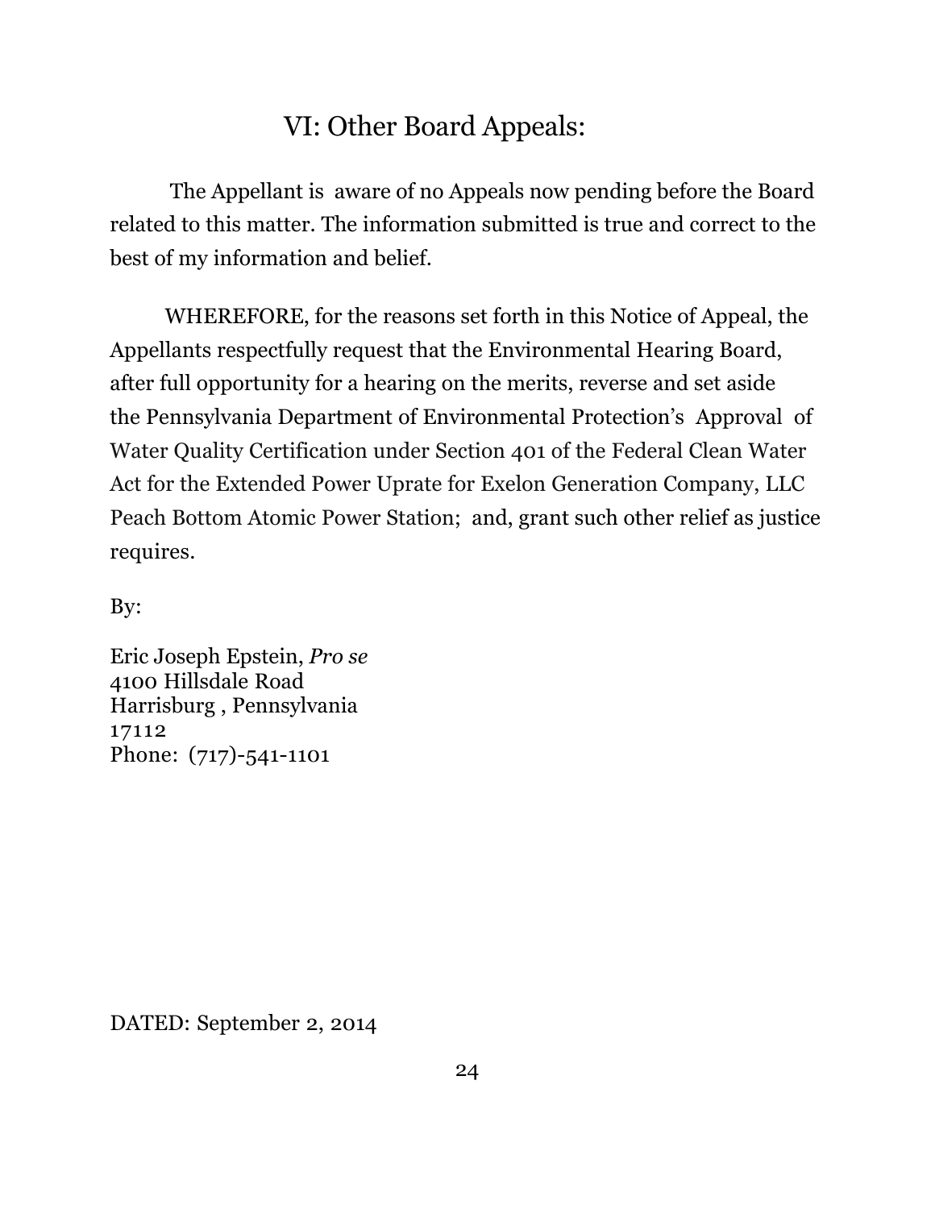## VI: Other Board Appeals:

The Appellant is aware of no Appeals now pending before the Board related to this matter. The information submitted is true and correct to the best of my information and belief.

WHEREFORE, for the reasons set forth in this Notice of Appeal, the Appellants respectfully request that the Environmental Hearing Board, after full opportunity for a hearing on the merits, reverse and set aside the Pennsylvania Department of Environmental Protection's Approval of Water Quality Certification under Section 401 of the Federal Clean Water Act for the Extended Power Uprate for Exelon Generation Company, LLC Peach Bottom Atomic Power Station; and, grant such other relief as justice requires.

By:

Eric Joseph Epstein, *Pro se*
4100 Hillsdale Road
Harrisburg , Pennsylvania
17112
Phone: (717)-541-1101

DATED: September 2, 2014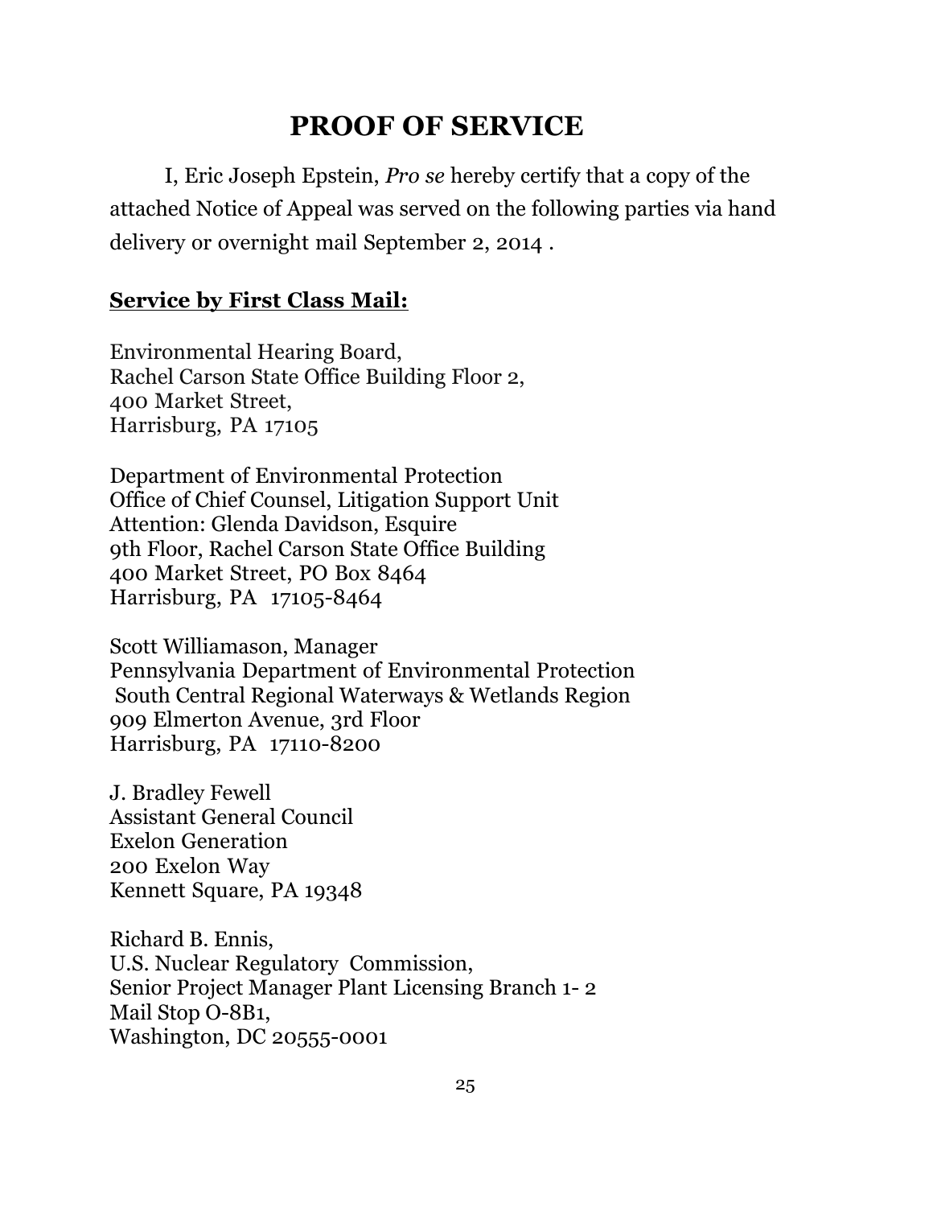# PROOF OF SERVICE

I, Eric Joseph Epstein, *Pro se* hereby certify that a copy of the attached Notice of Appeal was served on the following parties via hand delivery or overnight mail September 2, 2014 .

**Service by First Class Mail:**

Environmental Hearing Board,
Rachel Carson State Office Building Floor 2,
400 Market Street,
Harrisburg, PA 17105

Department of Environmental Protection
Office of Chief Counsel, Litigation Support Unit
Attention: Glenda Davidson, Esquire
9th Floor, Rachel Carson State Office Building
400 Market Street, PO Box 8464
Harrisburg, PA 17105-8464

Scott Williamason, Manager
Pennsylvania Department of Environmental Protection
South Central Regional Waterways & Wetlands Region
909 Elmerton Avenue, 3rd Floor
Harrisburg, PA 17110-8200

J. Bradley Fewell
Assistant General Council
Exelon Generation
200 Exelon Way
Kennett Square, PA 19348

Richard B. Ennis,
U.S. Nuclear Regulatory Commission,
Senior Project Manager Plant Licensing Branch 1- 2
Mail Stop O-8B1,
Washington, DC 20555-0001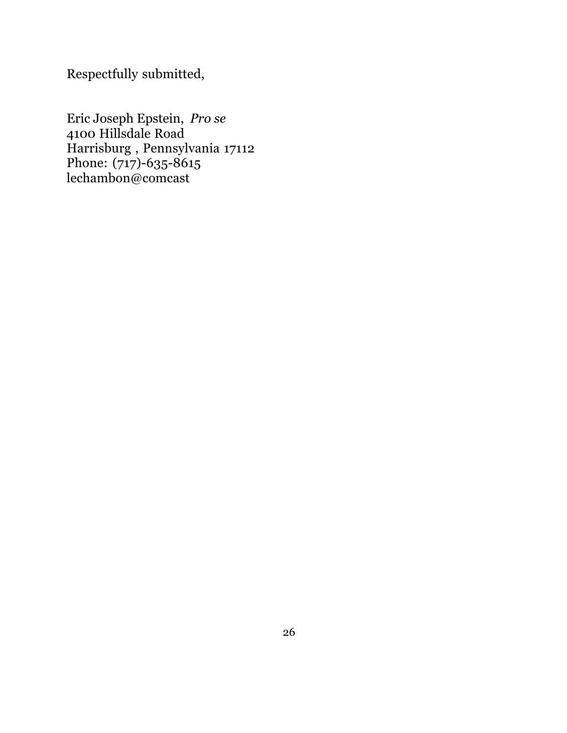Respectfully submitted,

Eric Joseph Epstein, *Pro se*  
4100 Hillsdale Road  
Harrisburg , Pennsylvania 17112  
Phone: (717)-635-8615  
lechambon@comcast